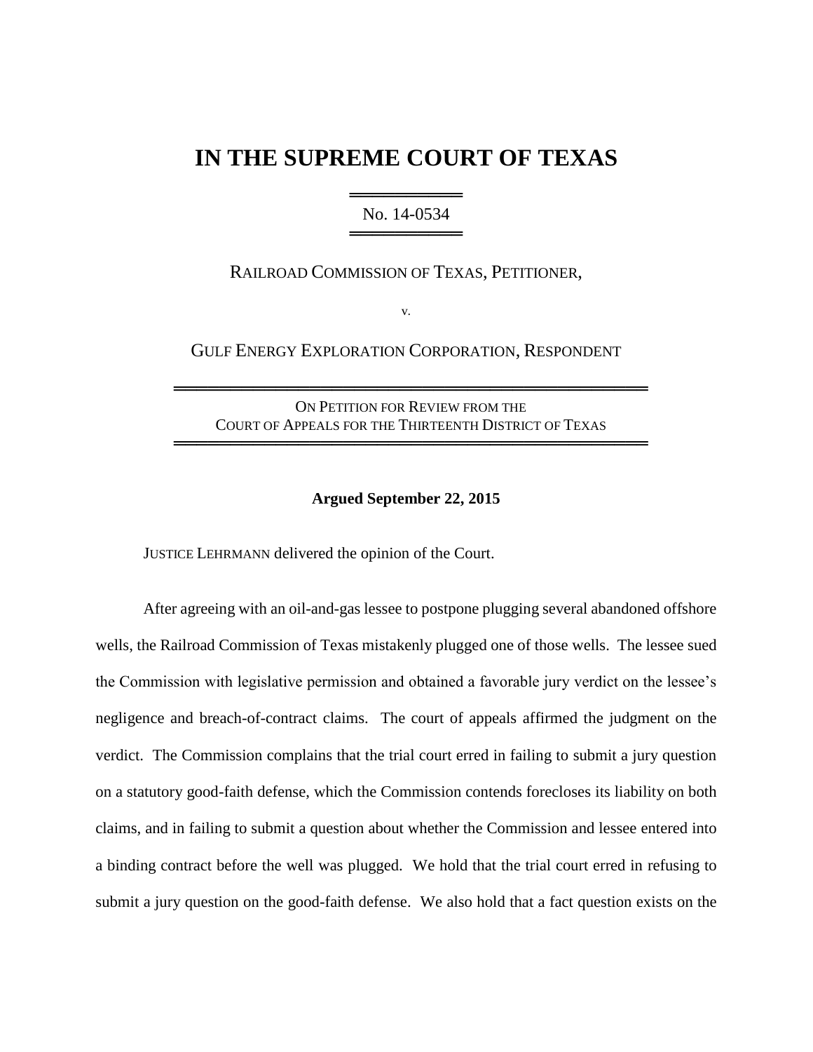# IN THE SUPREME COURT OF TEXAS

No. 14-0534

RAILROAD COMMISSION OF TEXAS, PETITIONER,

v.

GULF ENERGY EXPLORATION CORPORATION, RESPONDENT

ON PETITION FOR REVIEW FROM THE
COURT OF APPEALS FOR THE THIRTEENTH DISTRICT OF TEXAS

**Argued September 22, 2015**

JUSTICE LEHRMANN delivered the opinion of the Court.

After agreeing with an oil-and-gas lessee to postpone plugging several abandoned offshore wells, the Railroad Commission of Texas mistakenly plugged one of those wells. The lessee sued the Commission with legislative permission and obtained a favorable jury verdict on the lessee's negligence and breach-of-contract claims. The court of appeals affirmed the judgment on the verdict. The Commission complains that the trial court erred in failing to submit a jury question on a statutory good-faith defense, which the Commission contends forecloses its liability on both claims, and in failing to submit a question about whether the Commission and lessee entered into a binding contract before the well was plugged. We hold that the trial court erred in refusing to submit a jury question on the good-faith defense. We also hold that a fact question exists on the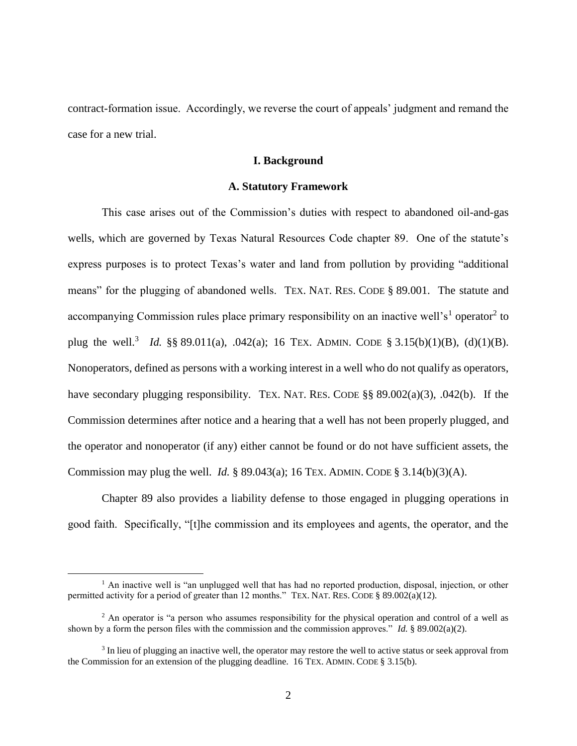contract-formation issue. Accordingly, we reverse the court of appeals' judgment and remand the case for a new trial.

## I. Background

### A. Statutory Framework

This case arises out of the Commission's duties with respect to abandoned oil-and-gas wells, which are governed by Texas Natural Resources Code chapter 89. One of the statute's express purposes is to protect Texas's water and land from pollution by providing "additional means" for the plugging of abandoned wells. TEX. NAT. RES. CODE § 89.001. The statute and accompanying Commission rules place primary responsibility on an inactive well's[1] operator[2] to plug the well.[3] *Id.* §§ 89.011(a), .042(a); 16 TEX. ADMIN. CODE § 3.15(b)(1)(B), (d)(1)(B). Nonoperators, defined as persons with a working interest in a well who do not qualify as operators, have secondary plugging responsibility. TEX. NAT. RES. CODE §§ 89.002(a)(3), .042(b). If the Commission determines after notice and a hearing that a well has not been properly plugged, and the operator and nonoperator (if any) either cannot be found or do not have sufficient assets, the Commission may plug the well. *Id.* § 89.043(a); 16 TEX. ADMIN. CODE § 3.14(b)(3)(A).

Chapter 89 also provides a liability defense to those engaged in plugging operations in good faith. Specifically, "[t]he commission and its employees and agents, the operator, and the

---

[1] An inactive well is "an unplugged well that has had no reported production, disposal, injection, or other permitted activity for a period of greater than 12 months." TEX. NAT. RES. CODE § 89.002(a)(12).

[2] An operator is "a person who assumes responsibility for the physical operation and control of a well as shown by a form the person files with the commission and the commission approves." *Id.* § 89.002(a)(2).

[3] In lieu of plugging an inactive well, the operator may restore the well to active status or seek approval from the Commission for an extension of the plugging deadline. 16 TEX. ADMIN. CODE § 3.15(b).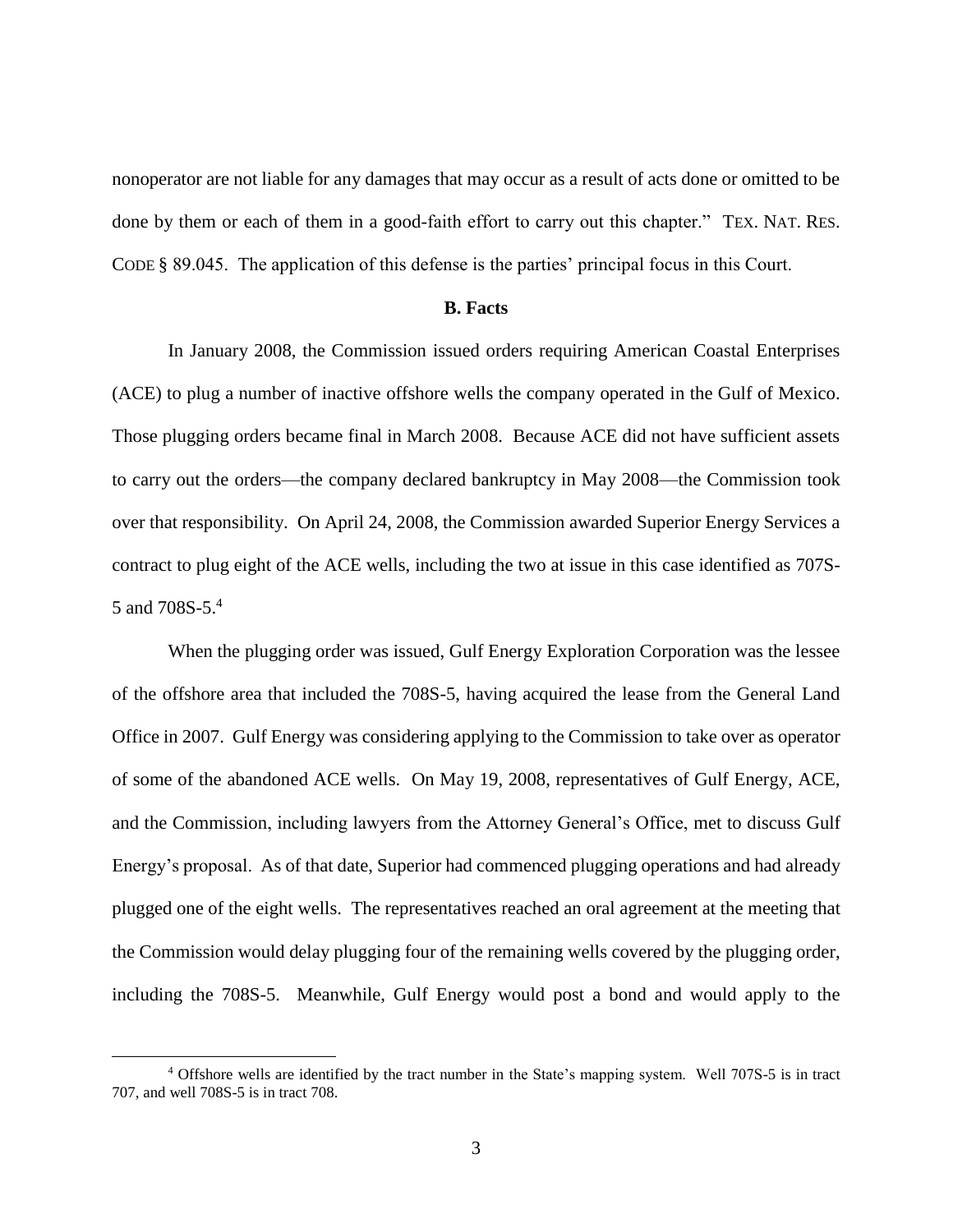nonoperator are not liable for any damages that may occur as a result of acts done or omitted to be done by them or each of them in a good-faith effort to carry out this chapter." TEX. NAT. RES. CODE § 89.045. The application of this defense is the parties' principal focus in this Court.

### B. Facts

In January 2008, the Commission issued orders requiring American Coastal Enterprises (ACE) to plug a number of inactive offshore wells the company operated in the Gulf of Mexico. Those plugging orders became final in March 2008. Because ACE did not have sufficient assets to carry out the orders—the company declared bankruptcy in May 2008—the Commission took over that responsibility. On April 24, 2008, the Commission awarded Superior Energy Services a contract to plug eight of the ACE wells, including the two at issue in this case identified as 707S-5 and 708S-5.[4]

When the plugging order was issued, Gulf Energy Exploration Corporation was the lessee of the offshore area that included the 708S-5, having acquired the lease from the General Land Office in 2007. Gulf Energy was considering applying to the Commission to take over as operator of some of the abandoned ACE wells. On May 19, 2008, representatives of Gulf Energy, ACE, and the Commission, including lawyers from the Attorney General's Office, met to discuss Gulf Energy's proposal. As of that date, Superior had commenced plugging operations and had already plugged one of the eight wells. The representatives reached an oral agreement at the meeting that the Commission would delay plugging four of the remaining wells covered by the plugging order, including the 708S-5. Meanwhile, Gulf Energy would post a bond and would apply to the

[4] Offshore wells are identified by the tract number in the State's mapping system. Well 707S-5 is in tract 707, and well 708S-5 is in tract 708.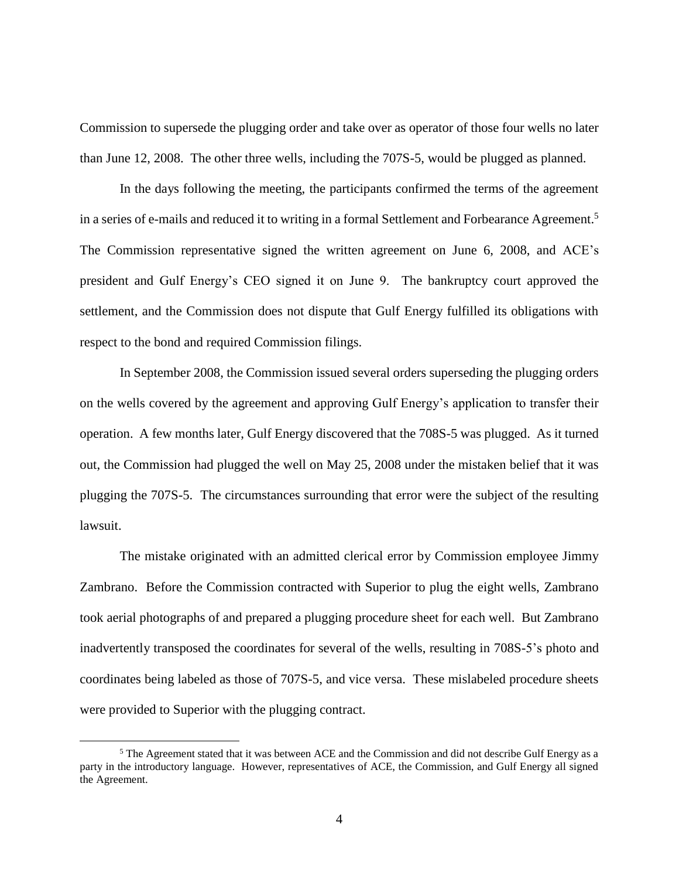Commission to supersede the plugging order and take over as operator of those four wells no later than June 12, 2008. The other three wells, including the 707S-5, would be plugged as planned.

In the days following the meeting, the participants confirmed the terms of the agreement in a series of e-mails and reduced it to writing in a formal Settlement and Forbearance Agreement.[5] The Commission representative signed the written agreement on June 6, 2008, and ACE's president and Gulf Energy's CEO signed it on June 9. The bankruptcy court approved the settlement, and the Commission does not dispute that Gulf Energy fulfilled its obligations with respect to the bond and required Commission filings.

In September 2008, the Commission issued several orders superseding the plugging orders on the wells covered by the agreement and approving Gulf Energy's application to transfer their operation. A few months later, Gulf Energy discovered that the 708S-5 was plugged. As it turned out, the Commission had plugged the well on May 25, 2008 under the mistaken belief that it was plugging the 707S-5. The circumstances surrounding that error were the subject of the resulting lawsuit.

The mistake originated with an admitted clerical error by Commission employee Jimmy Zambrano. Before the Commission contracted with Superior to plug the eight wells, Zambrano took aerial photographs of and prepared a plugging procedure sheet for each well. But Zambrano inadvertently transposed the coordinates for several of the wells, resulting in 708S-5's photo and coordinates being labeled as those of 707S-5, and vice versa. These mislabeled procedure sheets were provided to Superior with the plugging contract.

[5] The Agreement stated that it was between ACE and the Commission and did not describe Gulf Energy as a party in the introductory language. However, representatives of ACE, the Commission, and Gulf Energy all signed the Agreement.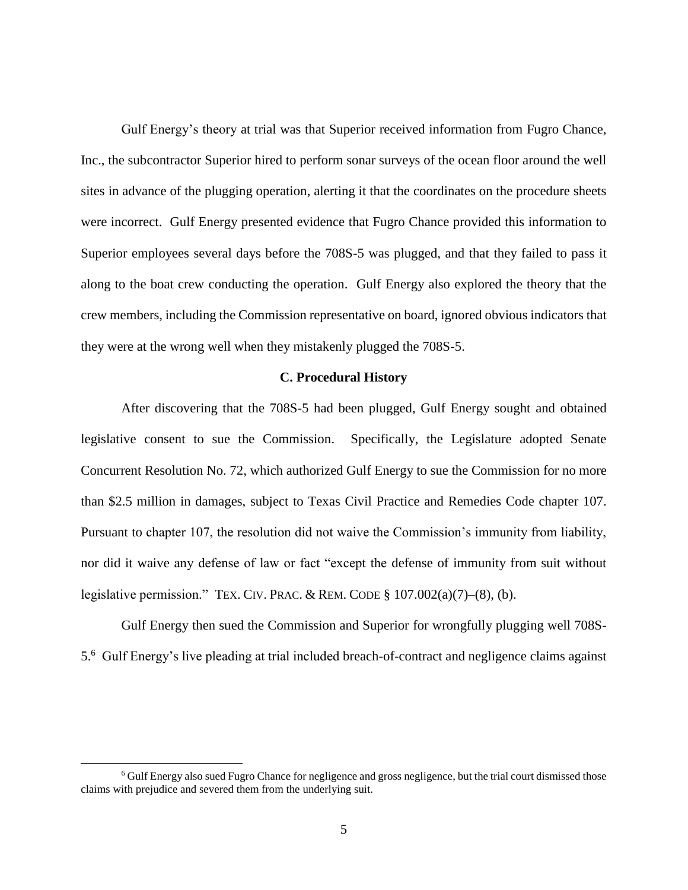Gulf Energy's theory at trial was that Superior received information from Fugro Chance, Inc., the subcontractor Superior hired to perform sonar surveys of the ocean floor around the well sites in advance of the plugging operation, alerting it that the coordinates on the procedure sheets were incorrect. Gulf Energy presented evidence that Fugro Chance provided this information to Superior employees several days before the 708S-5 was plugged, and that they failed to pass it along to the boat crew conducting the operation. Gulf Energy also explored the theory that the crew members, including the Commission representative on board, ignored obvious indicators that they were at the wrong well when they mistakenly plugged the 708S-5.

### C. Procedural History

After discovering that the 708S-5 had been plugged, Gulf Energy sought and obtained legislative consent to sue the Commission. Specifically, the Legislature adopted Senate Concurrent Resolution No. 72, which authorized Gulf Energy to sue the Commission for no more than $2.5 million in damages, subject to Texas Civil Practice and Remedies Code chapter 107. Pursuant to chapter 107, the resolution did not waive the Commission's immunity from liability, nor did it waive any defense of law or fact "except the defense of immunity from suit without legislative permission." TEX. CIV. PRAC. & REM. CODE § 107.002(a)(7)–(8), (b).

Gulf Energy then sued the Commission and Superior for wrongfully plugging well 708S-5.[6] Gulf Energy's live pleading at trial included breach-of-contract and negligence claims against

[6] Gulf Energy also sued Fugro Chance for negligence and gross negligence, but the trial court dismissed those claims with prejudice and severed them from the underlying suit.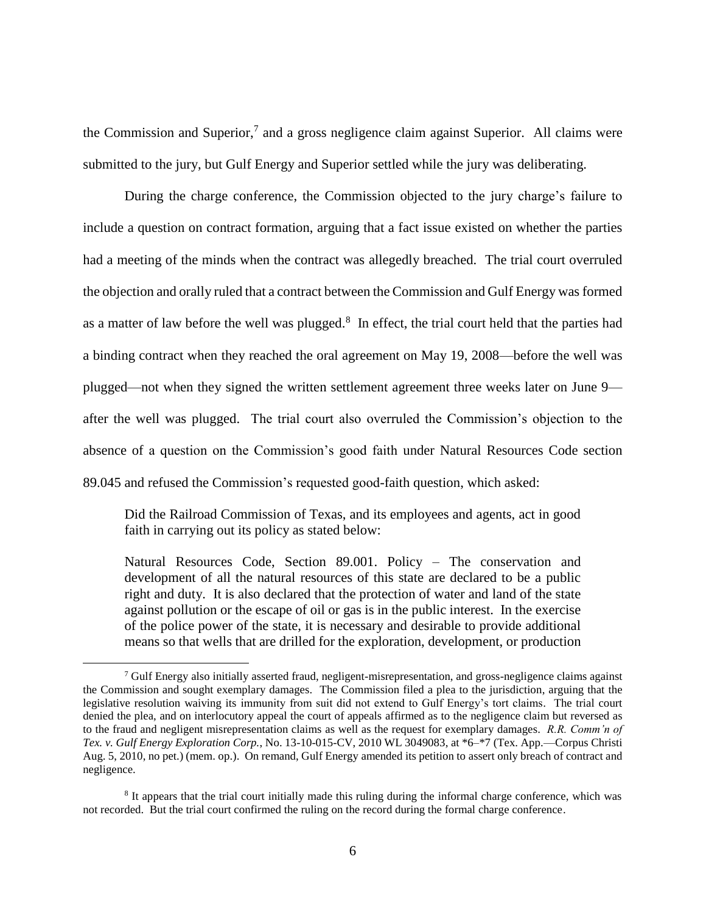the Commission and Superior,[7] and a gross negligence claim against Superior. All claims were submitted to the jury, but Gulf Energy and Superior settled while the jury was deliberating.

During the charge conference, the Commission objected to the jury charge's failure to include a question on contract formation, arguing that a fact issue existed on whether the parties had a meeting of the minds when the contract was allegedly breached. The trial court overruled the objection and orally ruled that a contract between the Commission and Gulf Energy was formed as a matter of law before the well was plugged.[8] In effect, the trial court held that the parties had a binding contract when they reached the oral agreement on May 19, 2008—before the well was plugged—not when they signed the written settlement agreement three weeks later on June 9—after the well was plugged. The trial court also overruled the Commission's objection to the absence of a question on the Commission's good faith under Natural Resources Code section 89.045 and refused the Commission's requested good-faith question, which asked:

> Did the Railroad Commission of Texas, and its employees and agents, act in good faith in carrying out its policy as stated below:
>
> Natural Resources Code, Section 89.001. Policy – The conservation and development of all the natural resources of this state are declared to be a public right and duty. It is also declared that the protection of water and land of the state against pollution or the escape of oil or gas is in the public interest. In the exercise of the police power of the state, it is necessary and desirable to provide additional means so that wells that are drilled for the exploration, development, or production

---

[7] Gulf Energy also initially asserted fraud, negligent-misrepresentation, and gross-negligence claims against the Commission and sought exemplary damages. The Commission filed a plea to the jurisdiction, arguing that the legislative resolution waiving its immunity from suit did not extend to Gulf Energy's tort claims. The trial court denied the plea, and on interlocutory appeal the court of appeals affirmed as to the negligence claim but reversed as to the fraud and negligent misrepresentation claims as well as the request for exemplary damages. *R.R. Comm'n of Tex. v. Gulf Energy Exploration Corp.*, No. 13-10-015-CV, 2010 WL 3049083, at *6–*7 (Tex. App.—Corpus Christi Aug. 5, 2010, no pet.) (mem. op.). On remand, Gulf Energy amended its petition to assert only breach of contract and negligence.

[8] It appears that the trial court initially made this ruling during the informal charge conference, which was not recorded. But the trial court confirmed the ruling on the record during the formal charge conference.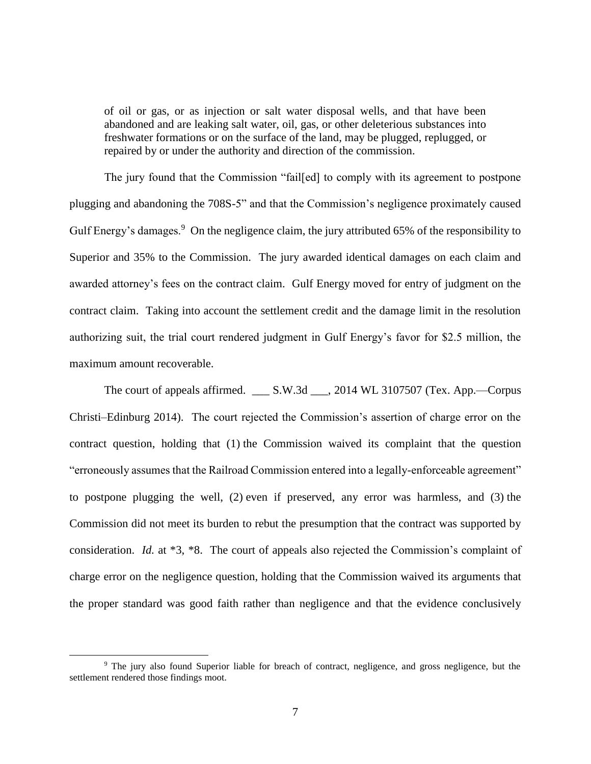> of oil or gas, or as injection or salt water disposal wells, and that have been abandoned and are leaking salt water, oil, gas, or other deleterious substances into freshwater formations or on the surface of the land, may be plugged, replugged, or repaired by or under the authority and direction of the commission.

The jury found that the Commission "fail[ed] to comply with its agreement to postpone plugging and abandoning the 708S-5" and that the Commission's negligence proximately caused Gulf Energy's damages.[9] On the negligence claim, the jury attributed 65% of the responsibility to Superior and 35% to the Commission. The jury awarded identical damages on each claim and awarded attorney's fees on the contract claim. Gulf Energy moved for entry of judgment on the contract claim. Taking into account the settlement credit and the damage limit in the resolution authorizing suit, the trial court rendered judgment in Gulf Energy's favor for $2.5 million, the maximum amount recoverable.

The court of appeals affirmed. ___ S.W.3d ___, 2014 WL 3107507 (Tex. App.—Corpus Christi–Edinburg 2014). The court rejected the Commission's assertion of charge error on the contract question, holding that (1) the Commission waived its complaint that the question "erroneously assumes that the Railroad Commission entered into a legally-enforceable agreement" to postpone plugging the well, (2) even if preserved, any error was harmless, and (3) the Commission did not meet its burden to rebut the presumption that the contract was supported by consideration. *Id.* at *3, *8. The court of appeals also rejected the Commission's complaint of charge error on the negligence question, holding that the Commission waived its arguments that the proper standard was good faith rather than negligence and that the evidence conclusively

---

[9] The jury also found Superior liable for breach of contract, negligence, and gross negligence, but the settlement rendered those findings moot.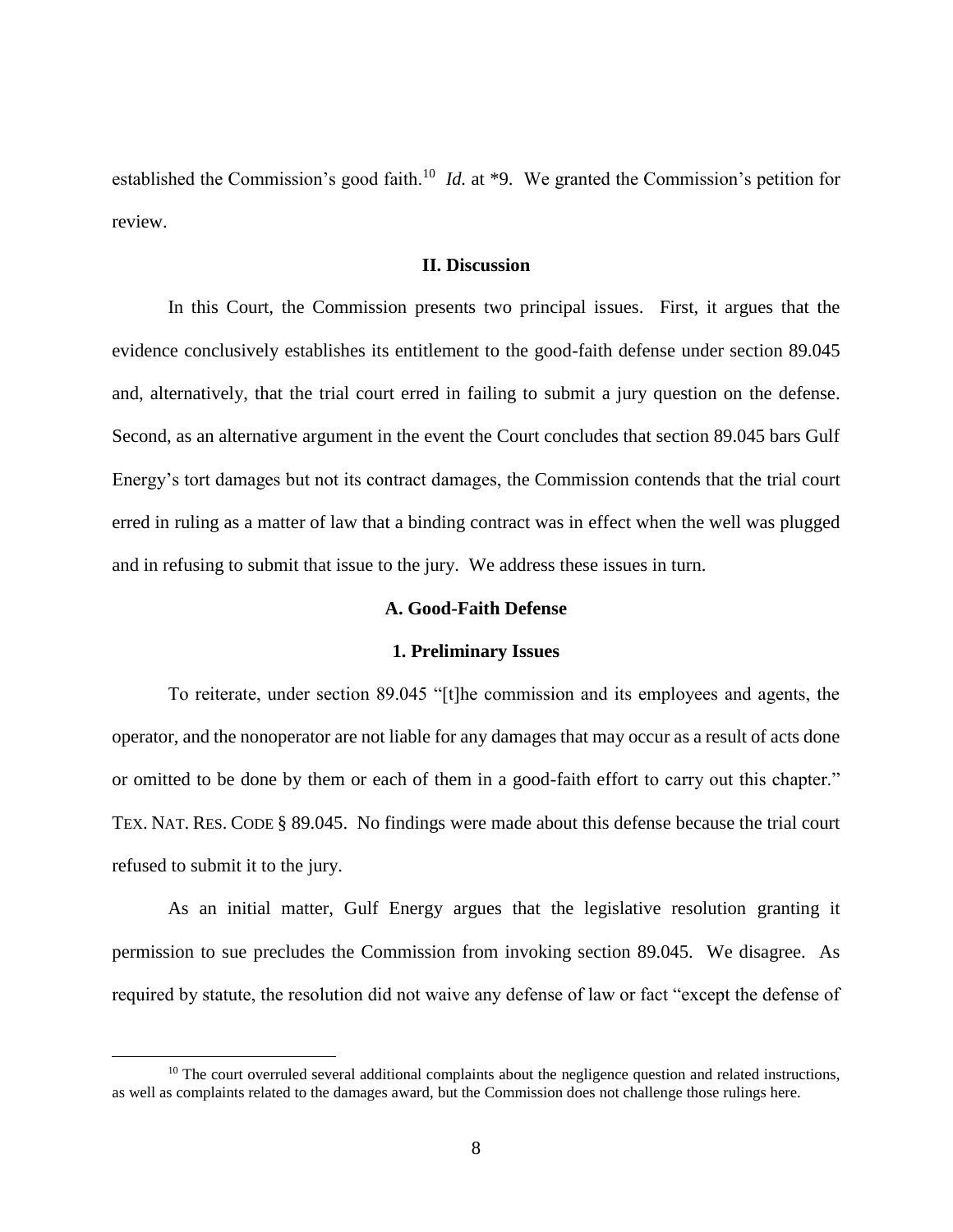established the Commission's good faith.[10] *Id.* at *9. We granted the Commission's petition for review.

## II. Discussion

In this Court, the Commission presents two principal issues. First, it argues that the evidence conclusively establishes its entitlement to the good-faith defense under section 89.045 and, alternatively, that the trial court erred in failing to submit a jury question on the defense. Second, as an alternative argument in the event the Court concludes that section 89.045 bars Gulf Energy's tort damages but not its contract damages, the Commission contends that the trial court erred in ruling as a matter of law that a binding contract was in effect when the well was plugged and in refusing to submit that issue to the jury. We address these issues in turn.

### A. Good-Faith Defense

#### 1. Preliminary Issues

To reiterate, under section 89.045 "[t]he commission and its employees and agents, the operator, and the nonoperator are not liable for any damages that may occur as a result of acts done or omitted to be done by them or each of them in a good-faith effort to carry out this chapter." TEX. NAT. RES. CODE § 89.045. No findings were made about this defense because the trial court refused to submit it to the jury.

As an initial matter, Gulf Energy argues that the legislative resolution granting it permission to sue precludes the Commission from invoking section 89.045. We disagree. As required by statute, the resolution did not waive any defense of law or fact "except the defense of

---

[10] The court overruled several additional complaints about the negligence question and related instructions, as well as complaints related to the damages award, but the Commission does not challenge those rulings here.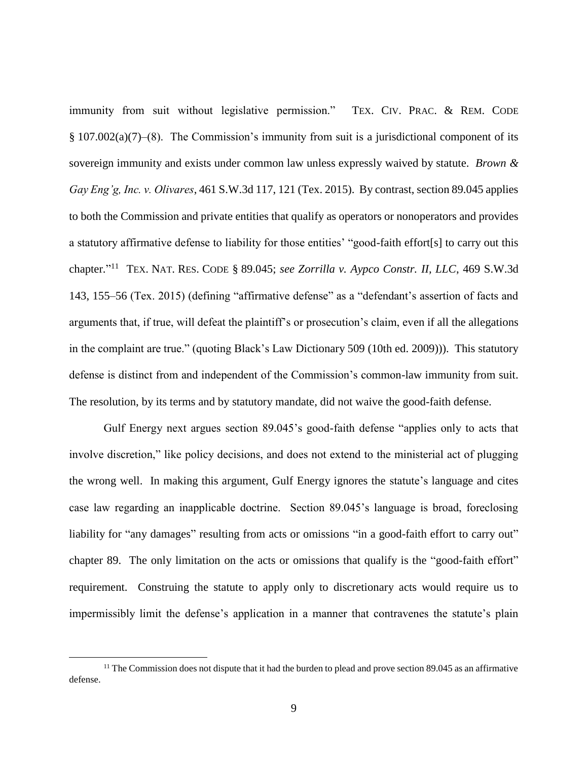immunity from suit without legislative permission." TEX. CIV. PRAC. & REM. CODE § 107.002(a)(7)–(8). The Commission's immunity from suit is a jurisdictional component of its sovereign immunity and exists under common law unless expressly waived by statute. *Brown & Gay Eng'g, Inc. v. Olivares*, 461 S.W.3d 117, 121 (Tex. 2015). By contrast, section 89.045 applies to both the Commission and private entities that qualify as operators or nonoperators and provides a statutory affirmative defense to liability for those entities' "good-faith effort[s] to carry out this chapter."[11] TEX. NAT. RES. CODE § 89.045; *see Zorrilla v. Aypco Constr. II, LLC*, 469 S.W.3d 143, 155–56 (Tex. 2015) (defining "affirmative defense" as a "defendant's assertion of facts and arguments that, if true, will defeat the plaintiff's or prosecution's claim, even if all the allegations in the complaint are true." (quoting Black's Law Dictionary 509 (10th ed. 2009))). This statutory defense is distinct from and independent of the Commission's common-law immunity from suit. The resolution, by its terms and by statutory mandate, did not waive the good-faith defense.

Gulf Energy next argues section 89.045's good-faith defense "applies only to acts that involve discretion," like policy decisions, and does not extend to the ministerial act of plugging the wrong well. In making this argument, Gulf Energy ignores the statute's language and cites case law regarding an inapplicable doctrine. Section 89.045's language is broad, foreclosing liability for "any damages" resulting from acts or omissions "in a good-faith effort to carry out" chapter 89. The only limitation on the acts or omissions that qualify is the "good-faith effort" requirement. Construing the statute to apply only to discretionary acts would require us to impermissibly limit the defense's application in a manner that contravenes the statute's plain

[11] The Commission does not dispute that it had the burden to plead and prove section 89.045 as an affirmative defense.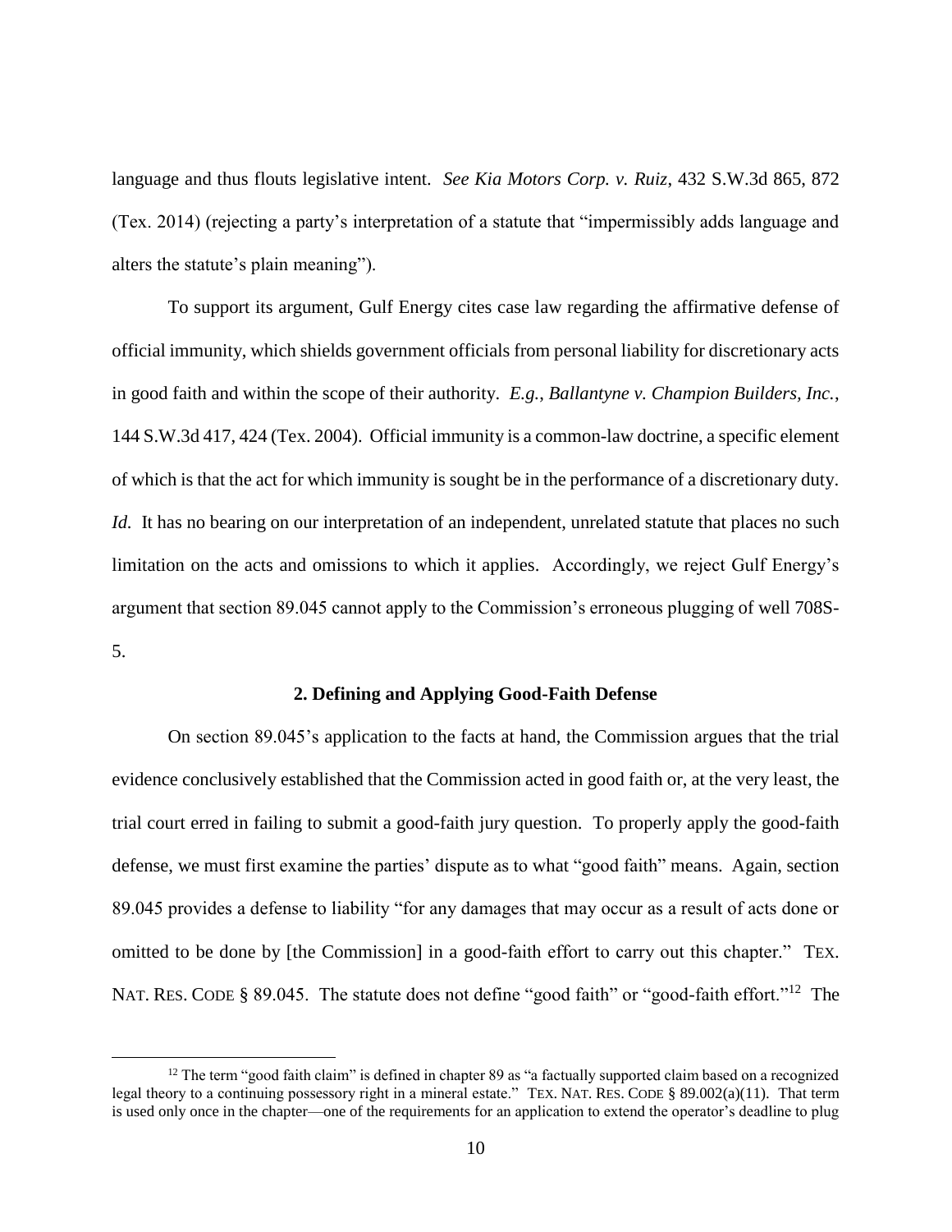language and thus flouts legislative intent. *See Kia Motors Corp. v. Ruiz*, 432 S.W.3d 865, 872 (Tex. 2014) (rejecting a party's interpretation of a statute that "impermissibly adds language and alters the statute's plain meaning").

To support its argument, Gulf Energy cites case law regarding the affirmative defense of official immunity, which shields government officials from personal liability for discretionary acts in good faith and within the scope of their authority. *E.g.*, *Ballantyne v. Champion Builders, Inc.*, 144 S.W.3d 417, 424 (Tex. 2004). Official immunity is a common-law doctrine, a specific element of which is that the act for which immunity is sought be in the performance of a discretionary duty. *Id.* It has no bearing on our interpretation of an independent, unrelated statute that places no such limitation on the acts and omissions to which it applies. Accordingly, we reject Gulf Energy's argument that section 89.045 cannot apply to the Commission's erroneous plugging of well 708S-5.

### 2. Defining and Applying Good-Faith Defense

On section 89.045's application to the facts at hand, the Commission argues that the trial evidence conclusively established that the Commission acted in good faith or, at the very least, the trial court erred in failing to submit a good-faith jury question. To properly apply the good-faith defense, we must first examine the parties' dispute as to what "good faith" means. Again, section 89.045 provides a defense to liability "for any damages that may occur as a result of acts done or omitted to be done by [the Commission] in a good-faith effort to carry out this chapter." TEX. NAT. RES. CODE § 89.045. The statute does not define "good faith" or "good-faith effort."[12] The

[12] The term "good faith claim" is defined in chapter 89 as "a factually supported claim based on a recognized legal theory to a continuing possessory right in a mineral estate." TEX. NAT. RES. CODE § 89.002(a)(11). That term is used only once in the chapter—one of the requirements for an application to extend the operator's deadline to plug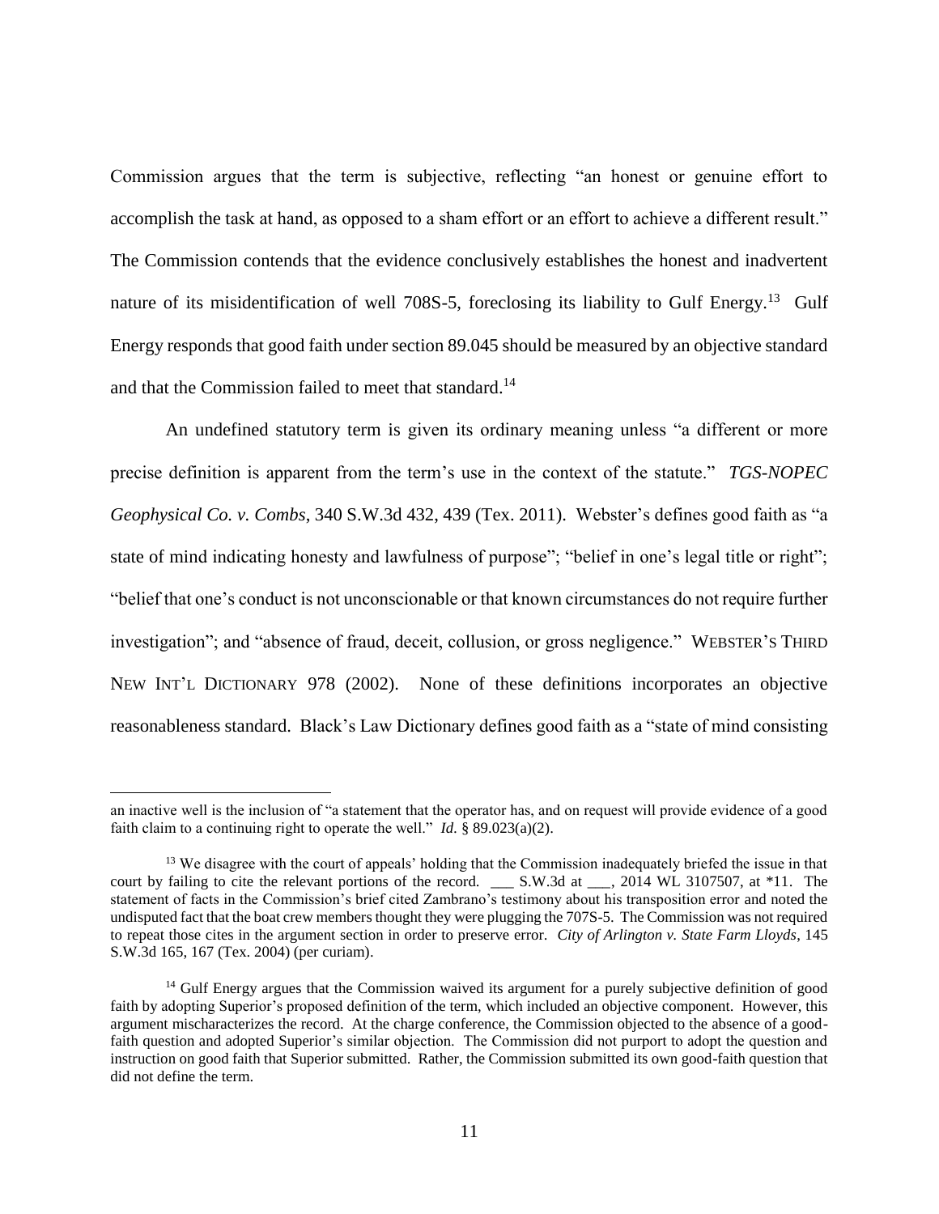Commission argues that the term is subjective, reflecting "an honest or genuine effort to accomplish the task at hand, as opposed to a sham effort or an effort to achieve a different result." The Commission contends that the evidence conclusively establishes the honest and inadvertent nature of its misidentification of well 708S-5, foreclosing its liability to Gulf Energy.[13] Gulf Energy responds that good faith under section 89.045 should be measured by an objective standard and that the Commission failed to meet that standard.[14]

An undefined statutory term is given its ordinary meaning unless "a different or more precise definition is apparent from the term's use in the context of the statute." *TGS-NOPEC Geophysical Co. v. Combs*, 340 S.W.3d 432, 439 (Tex. 2011). Webster's defines good faith as "a state of mind indicating honesty and lawfulness of purpose"; "belief in one's legal title or right"; "belief that one's conduct is not unconscionable or that known circumstances do not require further investigation"; and "absence of fraud, deceit, collusion, or gross negligence." WEBSTER'S THIRD NEW INT'L DICTIONARY 978 (2002). None of these definitions incorporates an objective reasonableness standard. Black's Law Dictionary defines good faith as a "state of mind consisting

---

an inactive well is the inclusion of "a statement that the operator has, and on request will provide evidence of a good faith claim to a continuing right to operate the well." *Id.* § 89.023(a)(2).

[13] We disagree with the court of appeals' holding that the Commission inadequately briefed the issue in that court by failing to cite the relevant portions of the record. ___ S.W.3d at ___, 2014 WL 3107507, at *11. The statement of facts in the Commission's brief cited Zambrano's testimony about his transposition error and noted the undisputed fact that the boat crew members thought they were plugging the 707S-5. The Commission was not required to repeat those cites in the argument section in order to preserve error. *City of Arlington v. State Farm Lloyds*, 145 S.W.3d 165, 167 (Tex. 2004) (per curiam).

[14] Gulf Energy argues that the Commission waived its argument for a purely subjective definition of good faith by adopting Superior's proposed definition of the term, which included an objective component. However, this argument mischaracterizes the record. At the charge conference, the Commission objected to the absence of a good-faith question and adopted Superior's similar objection. The Commission did not purport to adopt the question and instruction on good faith that Superior submitted. Rather, the Commission submitted its own good-faith question that did not define the term.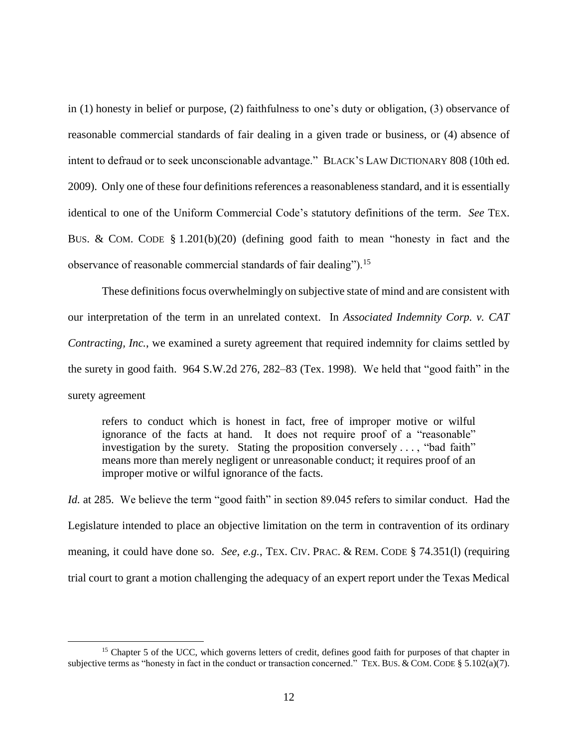in (1) honesty in belief or purpose, (2) faithfulness to one's duty or obligation, (3) observance of reasonable commercial standards of fair dealing in a given trade or business, or (4) absence of intent to defraud or to seek unconscionable advantage." BLACK'S LAW DICTIONARY 808 (10th ed. 2009). Only one of these four definitions references a reasonableness standard, and it is essentially identical to one of the Uniform Commercial Code's statutory definitions of the term. *See* TEX. BUS. & COM. CODE § 1.201(b)(20) (defining good faith to mean "honesty in fact and the observance of reasonable commercial standards of fair dealing").[15]

These definitions focus overwhelmingly on subjective state of mind and are consistent with our interpretation of the term in an unrelated context. In *Associated Indemnity Corp. v. CAT Contracting, Inc.*, we examined a surety agreement that required indemnity for claims settled by the surety in good faith. 964 S.W.2d 276, 282–83 (Tex. 1998). We held that "good faith" in the surety agreement

> refers to conduct which is honest in fact, free of improper motive or wilful ignorance of the facts at hand. It does not require proof of a "reasonable" investigation by the surety. Stating the proposition conversely . . . , "bad faith" means more than merely negligent or unreasonable conduct; it requires proof of an improper motive or wilful ignorance of the facts.

*Id.* at 285. We believe the term "good faith" in section 89.045 refers to similar conduct. Had the Legislature intended to place an objective limitation on the term in contravention of its ordinary meaning, it could have done so. *See, e.g.*, TEX. CIV. PRAC. & REM. CODE § 74.351(l) (requiring trial court to grant a motion challenging the adequacy of an expert report under the Texas Medical

---

[15] Chapter 5 of the UCC, which governs letters of credit, defines good faith for purposes of that chapter in subjective terms as "honesty in fact in the conduct or transaction concerned." TEX. BUS. & COM. CODE § 5.102(a)(7).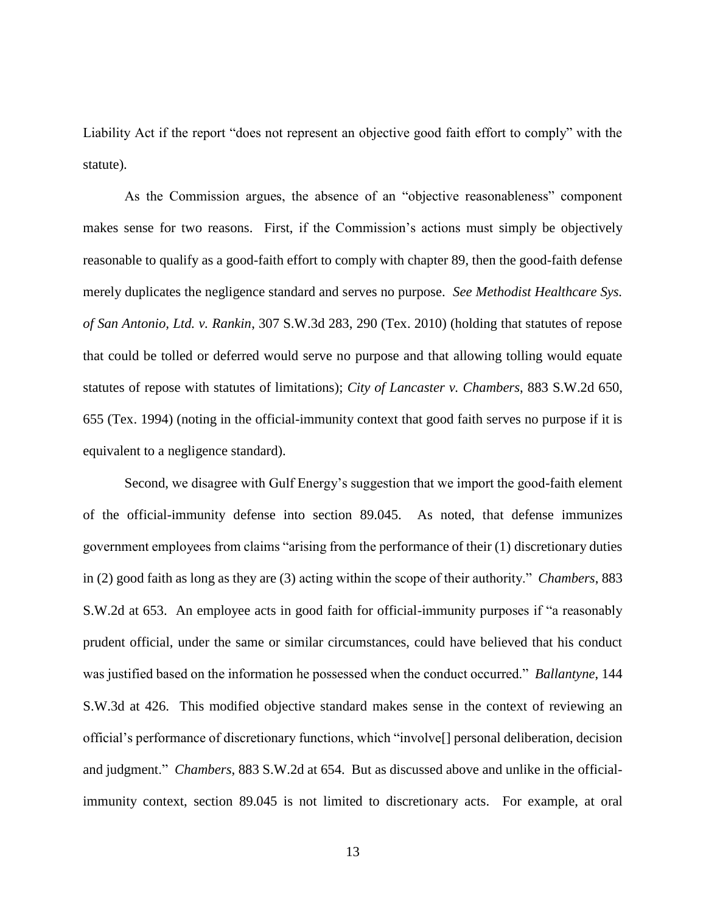Liability Act if the report "does not represent an objective good faith effort to comply" with the statute).

As the Commission argues, the absence of an "objective reasonableness" component makes sense for two reasons. First, if the Commission's actions must simply be objectively reasonable to qualify as a good-faith effort to comply with chapter 89, then the good-faith defense merely duplicates the negligence standard and serves no purpose. *See Methodist Healthcare Sys. of San Antonio, Ltd. v. Rankin*, 307 S.W.3d 283, 290 (Tex. 2010) (holding that statutes of repose that could be tolled or deferred would serve no purpose and that allowing tolling would equate statutes of repose with statutes of limitations); *City of Lancaster v. Chambers*, 883 S.W.2d 650, 655 (Tex. 1994) (noting in the official-immunity context that good faith serves no purpose if it is equivalent to a negligence standard).

Second, we disagree with Gulf Energy's suggestion that we import the good-faith element of the official-immunity defense into section 89.045. As noted, that defense immunizes government employees from claims "arising from the performance of their (1) discretionary duties in (2) good faith as long as they are (3) acting within the scope of their authority." *Chambers*, 883 S.W.2d at 653. An employee acts in good faith for official-immunity purposes if "a reasonably prudent official, under the same or similar circumstances, could have believed that his conduct was justified based on the information he possessed when the conduct occurred." *Ballantyne*, 144 S.W.3d at 426. This modified objective standard makes sense in the context of reviewing an official's performance of discretionary functions, which "involve[] personal deliberation, decision and judgment." *Chambers*, 883 S.W.2d at 654. But as discussed above and unlike in the official-immunity context, section 89.045 is not limited to discretionary acts. For example, at oral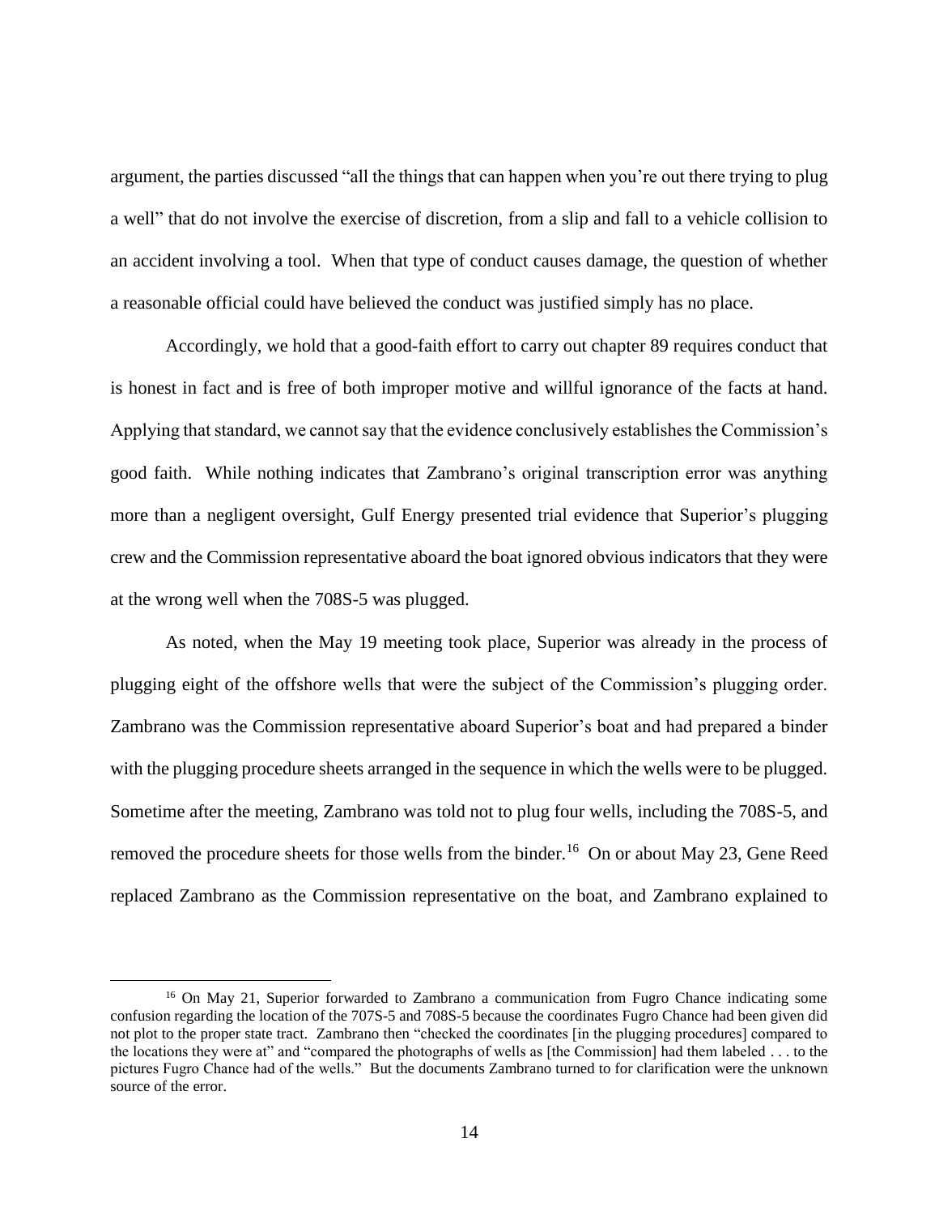argument, the parties discussed "all the things that can happen when you're out there trying to plug a well" that do not involve the exercise of discretion, from a slip and fall to a vehicle collision to an accident involving a tool. When that type of conduct causes damage, the question of whether a reasonable official could have believed the conduct was justified simply has no place.

Accordingly, we hold that a good-faith effort to carry out chapter 89 requires conduct that is honest in fact and is free of both improper motive and willful ignorance of the facts at hand. Applying that standard, we cannot say that the evidence conclusively establishes the Commission's good faith. While nothing indicates that Zambrano's original transcription error was anything more than a negligent oversight, Gulf Energy presented trial evidence that Superior's plugging crew and the Commission representative aboard the boat ignored obvious indicators that they were at the wrong well when the 708S-5 was plugged.

As noted, when the May 19 meeting took place, Superior was already in the process of plugging eight of the offshore wells that were the subject of the Commission's plugging order. Zambrano was the Commission representative aboard Superior's boat and had prepared a binder with the plugging procedure sheets arranged in the sequence in which the wells were to be plugged. Sometime after the meeting, Zambrano was told not to plug four wells, including the 708S-5, and removed the procedure sheets for those wells from the binder.[16] On or about May 23, Gene Reed replaced Zambrano as the Commission representative on the boat, and Zambrano explained to

---

[16] On May 21, Superior forwarded to Zambrano a communication from Fugro Chance indicating some confusion regarding the location of the 707S-5 and 708S-5 because the coordinates Fugro Chance had been given did not plot to the proper state tract. Zambrano then "checked the coordinates [in the plugging procedures] compared to the locations they were at" and "compared the photographs of wells as [the Commission] had them labeled . . . to the pictures Fugro Chance had of the wells." But the documents Zambrano turned to for clarification were the unknown source of the error.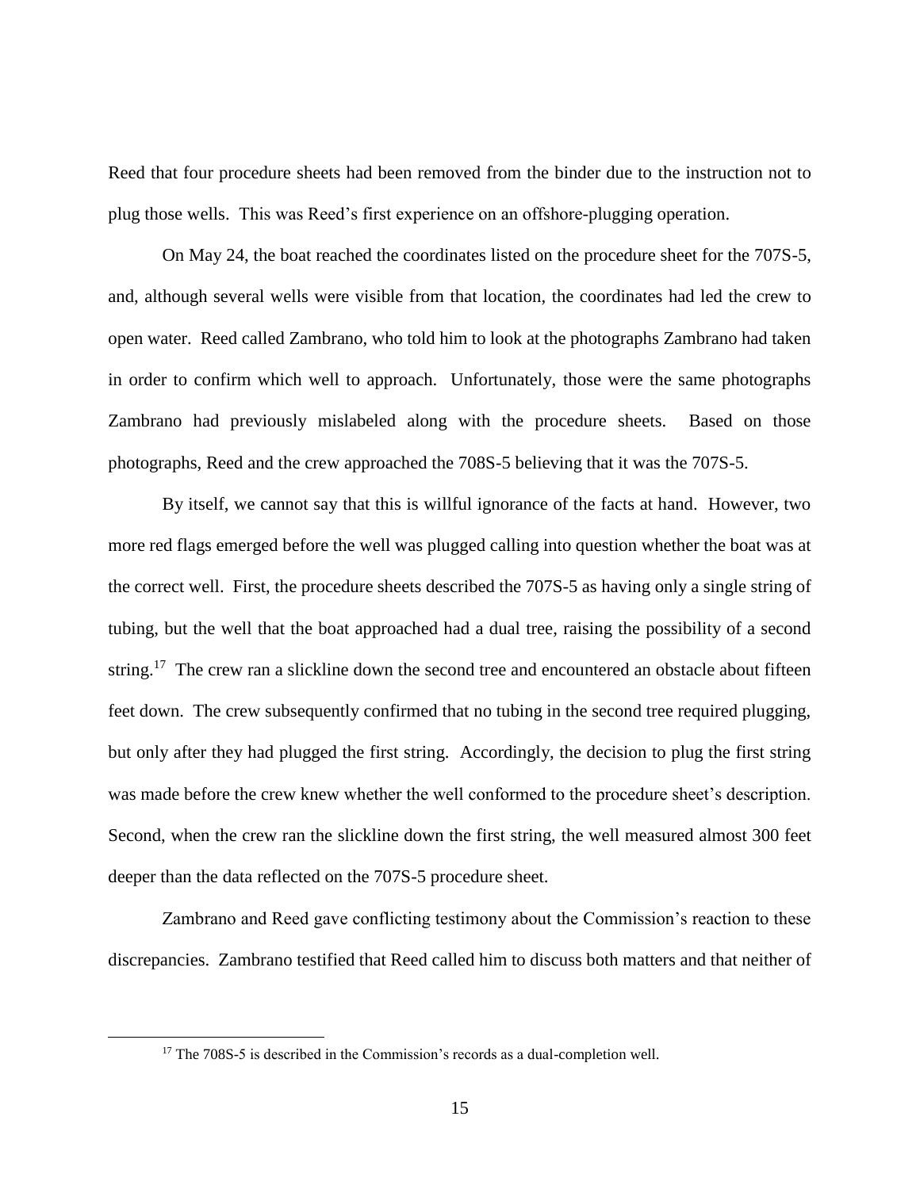Reed that four procedure sheets had been removed from the binder due to the instruction not to plug those wells. This was Reed's first experience on an offshore-plugging operation.

On May 24, the boat reached the coordinates listed on the procedure sheet for the 707S-5, and, although several wells were visible from that location, the coordinates had led the crew to open water. Reed called Zambrano, who told him to look at the photographs Zambrano had taken in order to confirm which well to approach. Unfortunately, those were the same photographs Zambrano had previously mislabeled along with the procedure sheets. Based on those photographs, Reed and the crew approached the 708S-5 believing that it was the 707S-5.

By itself, we cannot say that this is willful ignorance of the facts at hand. However, two more red flags emerged before the well was plugged calling into question whether the boat was at the correct well. First, the procedure sheets described the 707S-5 as having only a single string of tubing, but the well that the boat approached had a dual tree, raising the possibility of a second string.[17] The crew ran a slickline down the second tree and encountered an obstacle about fifteen feet down. The crew subsequently confirmed that no tubing in the second tree required plugging, but only after they had plugged the first string. Accordingly, the decision to plug the first string was made before the crew knew whether the well conformed to the procedure sheet's description. Second, when the crew ran the slickline down the first string, the well measured almost 300 feet deeper than the data reflected on the 707S-5 procedure sheet.

Zambrano and Reed gave conflicting testimony about the Commission's reaction to these discrepancies. Zambrano testified that Reed called him to discuss both matters and that neither of

[17] The 708S-5 is described in the Commission's records as a dual-completion well.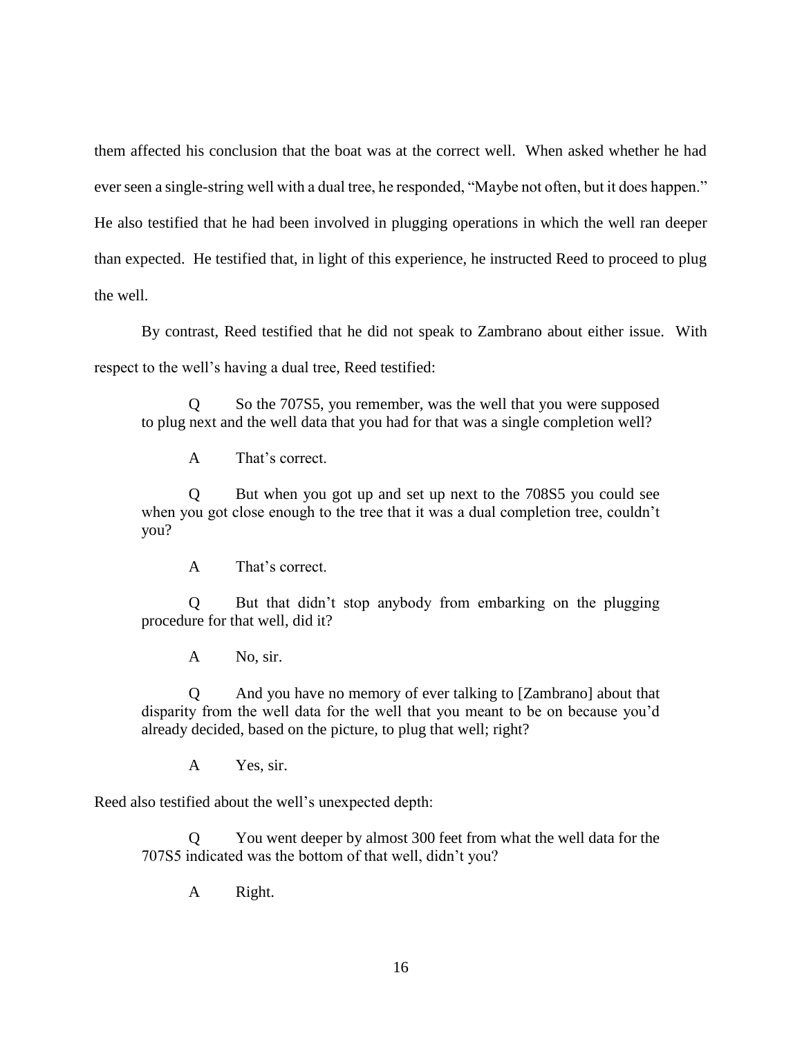them affected his conclusion that the boat was at the correct well. When asked whether he had ever seen a single-string well with a dual tree, he responded, "Maybe not often, but it does happen." He also testified that he had been involved in plugging operations in which the well ran deeper than expected. He testified that, in light of this experience, he instructed Reed to proceed to plug the well.

By contrast, Reed testified that he did not speak to Zambrano about either issue. With respect to the well's having a dual tree, Reed testified:

> Q So the 707S5, you remember, was the well that you were supposed to plug next and the well data that you had for that was a single completion well?
>
> A That's correct.
>
> Q But when you got up and set up next to the 708S5 you could see when you got close enough to the tree that it was a dual completion tree, couldn't you?
>
> A That's correct.
>
> Q But that didn't stop anybody from embarking on the plugging procedure for that well, did it?
>
> A No, sir.
>
> Q And you have no memory of ever talking to [Zambrano] about that disparity from the well data for the well that you meant to be on because you'd already decided, based on the picture, to plug that well; right?
>
> A Yes, sir.

Reed also testified about the well's unexpected depth:

> Q You went deeper by almost 300 feet from what the well data for the 707S5 indicated was the bottom of that well, didn't you?
>
> A Right.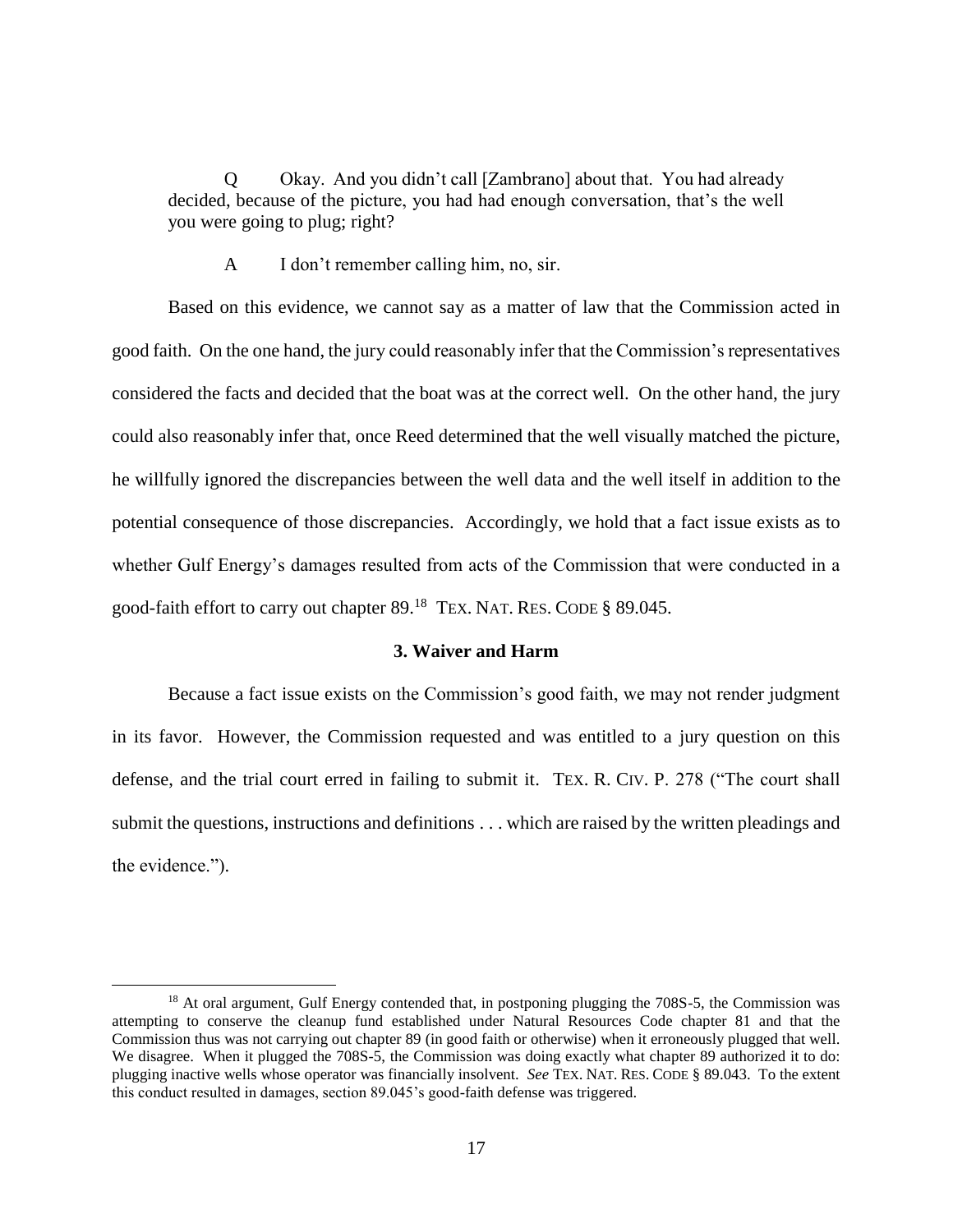Q Okay. And you didn't call [Zambrano] about that. You had already decided, because of the picture, you had had enough conversation, that's the well you were going to plug; right?

A I don't remember calling him, no, sir.

Based on this evidence, we cannot say as a matter of law that the Commission acted in good faith. On the one hand, the jury could reasonably infer that the Commission's representatives considered the facts and decided that the boat was at the correct well. On the other hand, the jury could also reasonably infer that, once Reed determined that the well visually matched the picture, he willfully ignored the discrepancies between the well data and the well itself in addition to the potential consequence of those discrepancies. Accordingly, we hold that a fact issue exists as to whether Gulf Energy's damages resulted from acts of the Commission that were conducted in a good-faith effort to carry out chapter 89.[18] TEX. NAT. RES. CODE § 89.045.

**3. Waiver and Harm**

Because a fact issue exists on the Commission's good faith, we may not render judgment in its favor. However, the Commission requested and was entitled to a jury question on this defense, and the trial court erred in failing to submit it. TEX. R. CIV. P. 278 ("The court shall submit the questions, instructions and definitions . . . which are raised by the written pleadings and the evidence.").

---

[18] At oral argument, Gulf Energy contended that, in postponing plugging the 708S-5, the Commission was attempting to conserve the cleanup fund established under Natural Resources Code chapter 81 and that the Commission thus was not carrying out chapter 89 (in good faith or otherwise) when it erroneously plugged that well. We disagree. When it plugged the 708S-5, the Commission was doing exactly what chapter 89 authorized it to do: plugging inactive wells whose operator was financially insolvent. *See* TEX. NAT. RES. CODE § 89.043. To the extent this conduct resulted in damages, section 89.045's good-faith defense was triggered.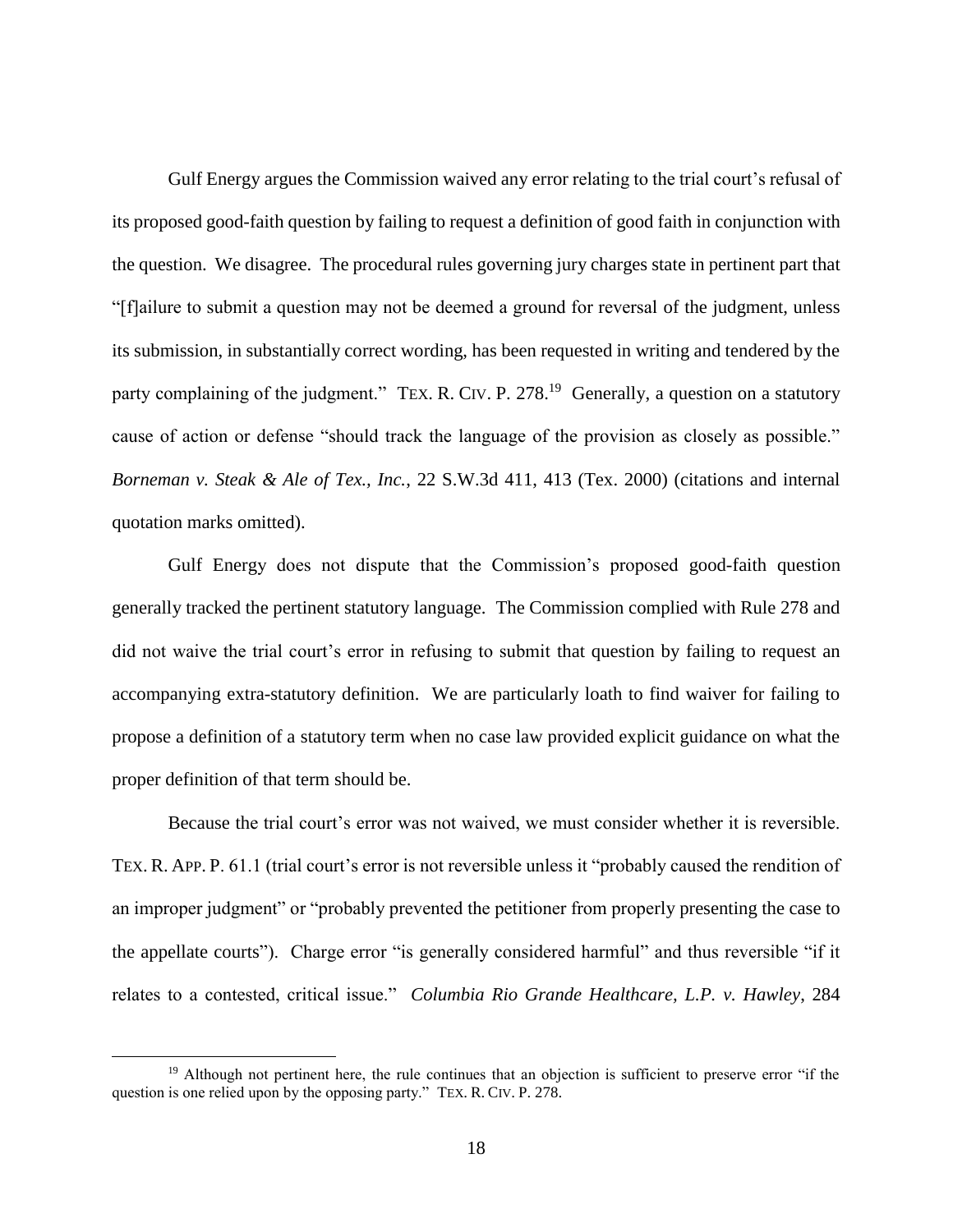Gulf Energy argues the Commission waived any error relating to the trial court's refusal of its proposed good-faith question by failing to request a definition of good faith in conjunction with the question. We disagree. The procedural rules governing jury charges state in pertinent part that "[f]ailure to submit a question may not be deemed a ground for reversal of the judgment, unless its submission, in substantially correct wording, has been requested in writing and tendered by the party complaining of the judgment." TEX. R. CIV. P. 278.[19] Generally, a question on a statutory cause of action or defense "should track the language of the provision as closely as possible." *Borneman v. Steak & Ale of Tex., Inc.*, 22 S.W.3d 411, 413 (Tex. 2000) (citations and internal quotation marks omitted).

Gulf Energy does not dispute that the Commission's proposed good-faith question generally tracked the pertinent statutory language. The Commission complied with Rule 278 and did not waive the trial court's error in refusing to submit that question by failing to request an accompanying extra-statutory definition. We are particularly loath to find waiver for failing to propose a definition of a statutory term when no case law provided explicit guidance on what the proper definition of that term should be.

Because the trial court's error was not waived, we must consider whether it is reversible. TEX. R. APP. P. 61.1 (trial court's error is not reversible unless it "probably caused the rendition of an improper judgment" or "probably prevented the petitioner from properly presenting the case to the appellate courts"). Charge error "is generally considered harmful" and thus reversible "if it relates to a contested, critical issue." *Columbia Rio Grande Healthcare, L.P. v. Hawley*, 284

---

[19] Although not pertinent here, the rule continues that an objection is sufficient to preserve error "if the question is one relied upon by the opposing party." TEX. R. CIV. P. 278.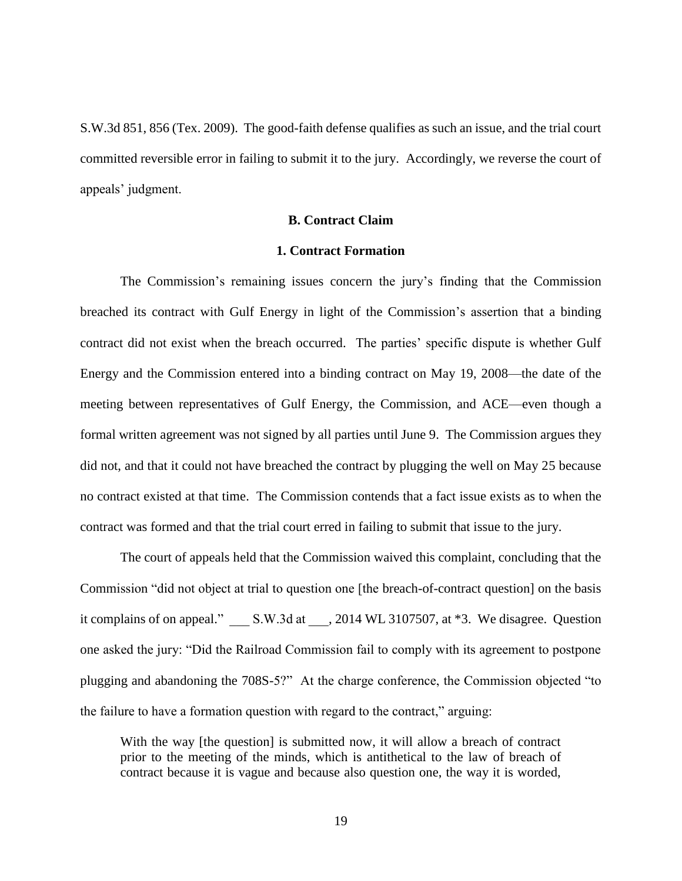S.W.3d 851, 856 (Tex. 2009). The good-faith defense qualifies as such an issue, and the trial court committed reversible error in failing to submit it to the jury. Accordingly, we reverse the court of appeals' judgment.

### B. Contract Claim

#### 1. Contract Formation

The Commission's remaining issues concern the jury's finding that the Commission breached its contract with Gulf Energy in light of the Commission's assertion that a binding contract did not exist when the breach occurred. The parties' specific dispute is whether Gulf Energy and the Commission entered into a binding contract on May 19, 2008—the date of the meeting between representatives of Gulf Energy, the Commission, and ACE—even though a formal written agreement was not signed by all parties until June 9. The Commission argues they did not, and that it could not have breached the contract by plugging the well on May 25 because no contract existed at that time. The Commission contends that a fact issue exists as to when the contract was formed and that the trial court erred in failing to submit that issue to the jury.

The court of appeals held that the Commission waived this complaint, concluding that the Commission "did not object at trial to question one [the breach-of-contract question] on the basis it complains of on appeal." ___ S.W.3d at ___, 2014 WL 3107507, at *3. We disagree. Question one asked the jury: "Did the Railroad Commission fail to comply with its agreement to postpone plugging and abandoning the 708S-5?" At the charge conference, the Commission objected "to the failure to have a formation question with regard to the contract," arguing:

> With the way [the question] is submitted now, it will allow a breach of contract prior to the meeting of the minds, which is antithetical to the law of breach of contract because it is vague and because also question one, the way it is worded,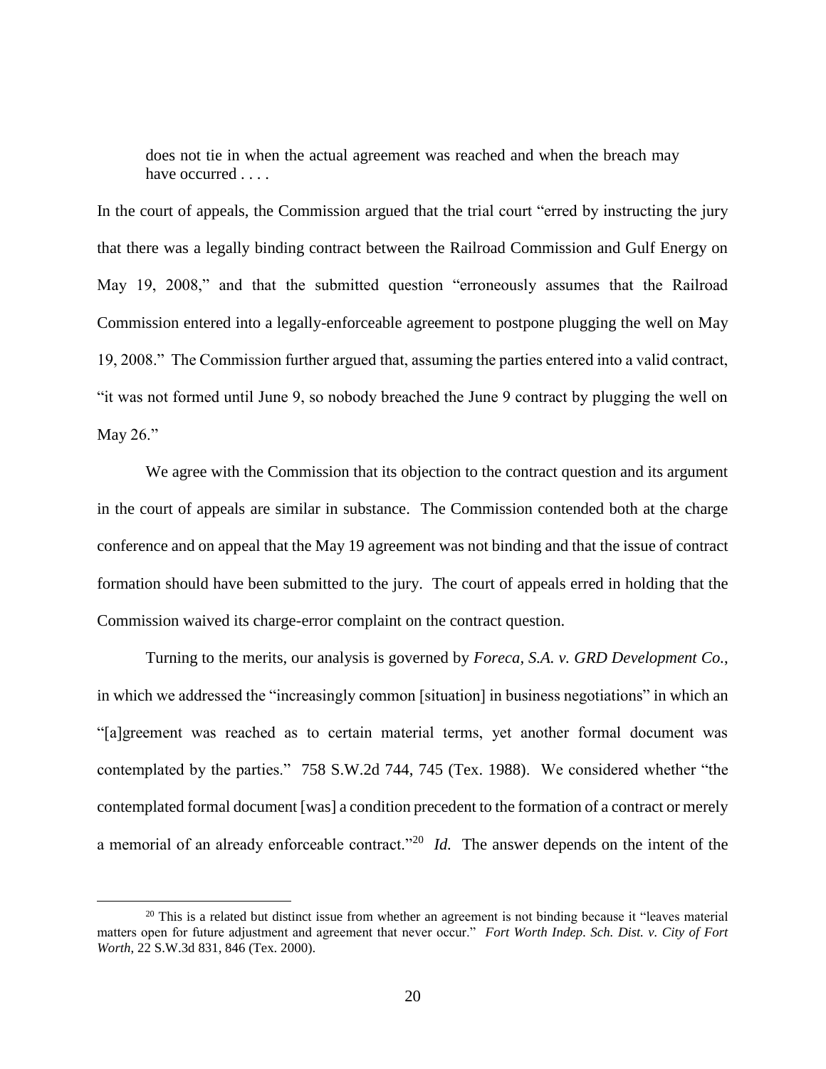> does not tie in when the actual agreement was reached and when the breach may have occurred . . . .

In the court of appeals, the Commission argued that the trial court "erred by instructing the jury that there was a legally binding contract between the Railroad Commission and Gulf Energy on May 19, 2008," and that the submitted question "erroneously assumes that the Railroad Commission entered into a legally-enforceable agreement to postpone plugging the well on May 19, 2008." The Commission further argued that, assuming the parties entered into a valid contract, "it was not formed until June 9, so nobody breached the June 9 contract by plugging the well on May 26."

We agree with the Commission that its objection to the contract question and its argument in the court of appeals are similar in substance. The Commission contended both at the charge conference and on appeal that the May 19 agreement was not binding and that the issue of contract formation should have been submitted to the jury. The court of appeals erred in holding that the Commission waived its charge-error complaint on the contract question.

Turning to the merits, our analysis is governed by *Foreca, S.A. v. GRD Development Co.*, in which we addressed the "increasingly common [situation] in business negotiations" in which an "[a]greement was reached as to certain material terms, yet another formal document was contemplated by the parties." 758 S.W.2d 744, 745 (Tex. 1988). We considered whether "the contemplated formal document [was] a condition precedent to the formation of a contract or merely a memorial of an already enforceable contract."[20] *Id.* The answer depends on the intent of the

[20] This is a related but distinct issue from whether an agreement is not binding because it "leaves material matters open for future adjustment and agreement that never occur." *Fort Worth Indep. Sch. Dist. v. City of Fort Worth*, 22 S.W.3d 831, 846 (Tex. 2000).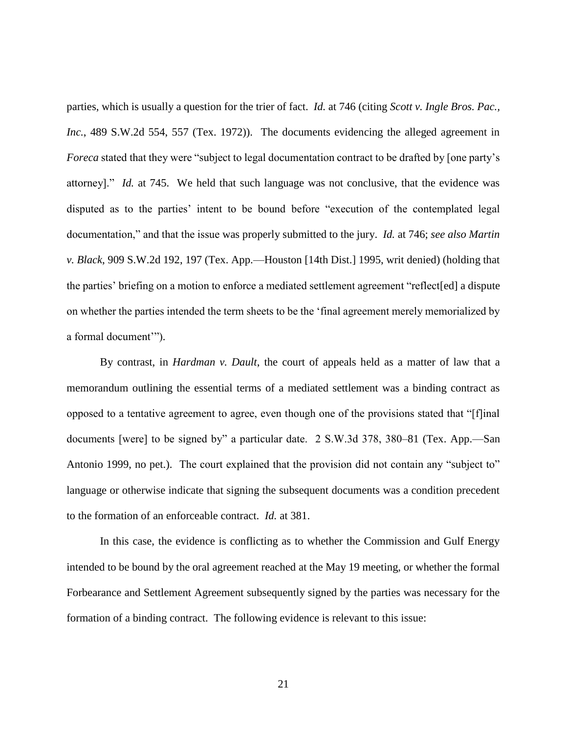parties, which is usually a question for the trier of fact. *Id.* at 746 (citing *Scott v. Ingle Bros. Pac., Inc.*, 489 S.W.2d 554, 557 (Tex. 1972)). The documents evidencing the alleged agreement in *Foreca* stated that they were "subject to legal documentation contract to be drafted by [one party's attorney]." *Id.* at 745. We held that such language was not conclusive, that the evidence was disputed as to the parties' intent to be bound before "execution of the contemplated legal documentation," and that the issue was properly submitted to the jury. *Id.* at 746; *see also Martin v. Black*, 909 S.W.2d 192, 197 (Tex. App.—Houston [14th Dist.] 1995, writ denied) (holding that the parties' briefing on a motion to enforce a mediated settlement agreement "reflect[ed] a dispute on whether the parties intended the term sheets to be the 'final agreement merely memorialized by a formal document'").

By contrast, in *Hardman v. Dault*, the court of appeals held as a matter of law that a memorandum outlining the essential terms of a mediated settlement was a binding contract as opposed to a tentative agreement to agree, even though one of the provisions stated that "[f]inal documents [were] to be signed by" a particular date. 2 S.W.3d 378, 380–81 (Tex. App.—San Antonio 1999, no pet.). The court explained that the provision did not contain any "subject to" language or otherwise indicate that signing the subsequent documents was a condition precedent to the formation of an enforceable contract. *Id.* at 381.

In this case, the evidence is conflicting as to whether the Commission and Gulf Energy intended to be bound by the oral agreement reached at the May 19 meeting, or whether the formal Forbearance and Settlement Agreement subsequently signed by the parties was necessary for the formation of a binding contract. The following evidence is relevant to this issue: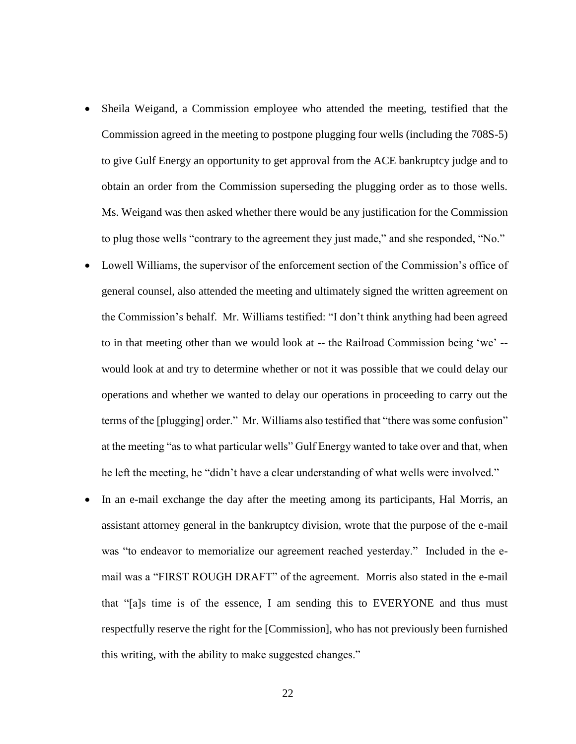- Sheila Weigand, a Commission employee who attended the meeting, testified that the Commission agreed in the meeting to postpone plugging four wells (including the 708S-5) to give Gulf Energy an opportunity to get approval from the ACE bankruptcy judge and to obtain an order from the Commission superseding the plugging order as to those wells. Ms. Weigand was then asked whether there would be any justification for the Commission to plug those wells "contrary to the agreement they just made," and she responded, "No."
- Lowell Williams, the supervisor of the enforcement section of the Commission's office of general counsel, also attended the meeting and ultimately signed the written agreement on the Commission's behalf. Mr. Williams testified: "I don't think anything had been agreed to in that meeting other than we would look at -- the Railroad Commission being 'we' -- would look at and try to determine whether or not it was possible that we could delay our operations and whether we wanted to delay our operations in proceeding to carry out the terms of the [plugging] order." Mr. Williams also testified that "there was some confusion" at the meeting "as to what particular wells" Gulf Energy wanted to take over and that, when he left the meeting, he "didn't have a clear understanding of what wells were involved."
- In an e-mail exchange the day after the meeting among its participants, Hal Morris, an assistant attorney general in the bankruptcy division, wrote that the purpose of the e-mail was "to endeavor to memorialize our agreement reached yesterday." Included in the e-mail was a "FIRST ROUGH DRAFT" of the agreement. Morris also stated in the e-mail that "[a]s time is of the essence, I am sending this to EVERYONE and thus must respectfully reserve the right for the [Commission], who has not previously been furnished this writing, with the ability to make suggested changes."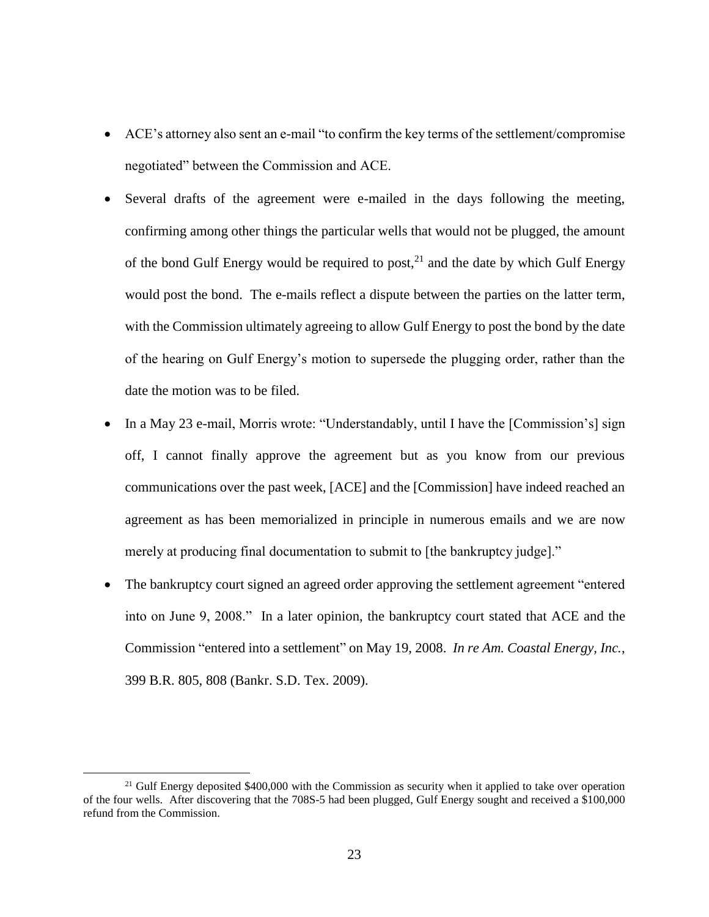- ACE's attorney also sent an e-mail "to confirm the key terms of the settlement/compromise negotiated" between the Commission and ACE.
- Several drafts of the agreement were e-mailed in the days following the meeting, confirming among other things the particular wells that would not be plugged, the amount of the bond Gulf Energy would be required to post,[21] and the date by which Gulf Energy would post the bond. The e-mails reflect a dispute between the parties on the latter term, with the Commission ultimately agreeing to allow Gulf Energy to post the bond by the date of the hearing on Gulf Energy's motion to supersede the plugging order, rather than the date the motion was to be filed.
- In a May 23 e-mail, Morris wrote: "Understandably, until I have the [Commission's] sign off, I cannot finally approve the agreement but as you know from our previous communications over the past week, [ACE] and the [Commission] have indeed reached an agreement as has been memorialized in principle in numerous emails and we are now merely at producing final documentation to submit to [the bankruptcy judge]."
- The bankruptcy court signed an agreed order approving the settlement agreement "entered into on June 9, 2008." In a later opinion, the bankruptcy court stated that ACE and the Commission "entered into a settlement" on May 19, 2008. *In re Am. Coastal Energy, Inc.*, 399 B.R. 805, 808 (Bankr. S.D. Tex. 2009).

---

[21] Gulf Energy deposited $400,000 with the Commission as security when it applied to take over operation of the four wells. After discovering that the 708S-5 had been plugged, Gulf Energy sought and received a $100,000 refund from the Commission.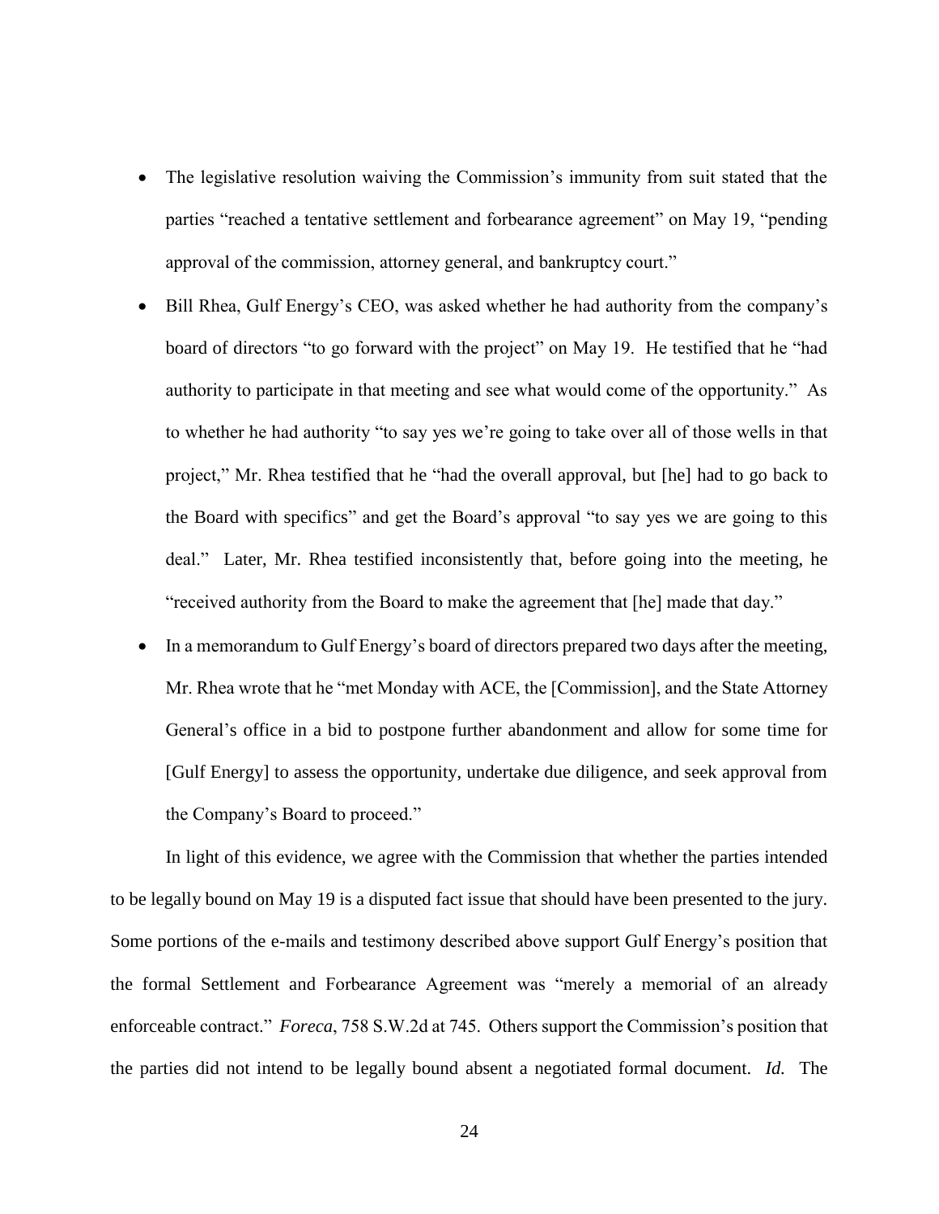- The legislative resolution waiving the Commission's immunity from suit stated that the parties "reached a tentative settlement and forbearance agreement" on May 19, "pending approval of the commission, attorney general, and bankruptcy court."
- Bill Rhea, Gulf Energy's CEO, was asked whether he had authority from the company's board of directors "to go forward with the project" on May 19. He testified that he "had authority to participate in that meeting and see what would come of the opportunity." As to whether he had authority "to say yes we're going to take over all of those wells in that project," Mr. Rhea testified that he "had the overall approval, but [he] had to go back to the Board with specifics" and get the Board's approval "to say yes we are going to this deal." Later, Mr. Rhea testified inconsistently that, before going into the meeting, he "received authority from the Board to make the agreement that [he] made that day."
- In a memorandum to Gulf Energy's board of directors prepared two days after the meeting, Mr. Rhea wrote that he "met Monday with ACE, the [Commission], and the State Attorney General's office in a bid to postpone further abandonment and allow for some time for [Gulf Energy] to assess the opportunity, undertake due diligence, and seek approval from the Company's Board to proceed."

In light of this evidence, we agree with the Commission that whether the parties intended to be legally bound on May 19 is a disputed fact issue that should have been presented to the jury. Some portions of the e-mails and testimony described above support Gulf Energy's position that the formal Settlement and Forbearance Agreement was "merely a memorial of an already enforceable contract." *Foreca*, 758 S.W.2d at 745. Others support the Commission's position that the parties did not intend to be legally bound absent a negotiated formal document. *Id.* The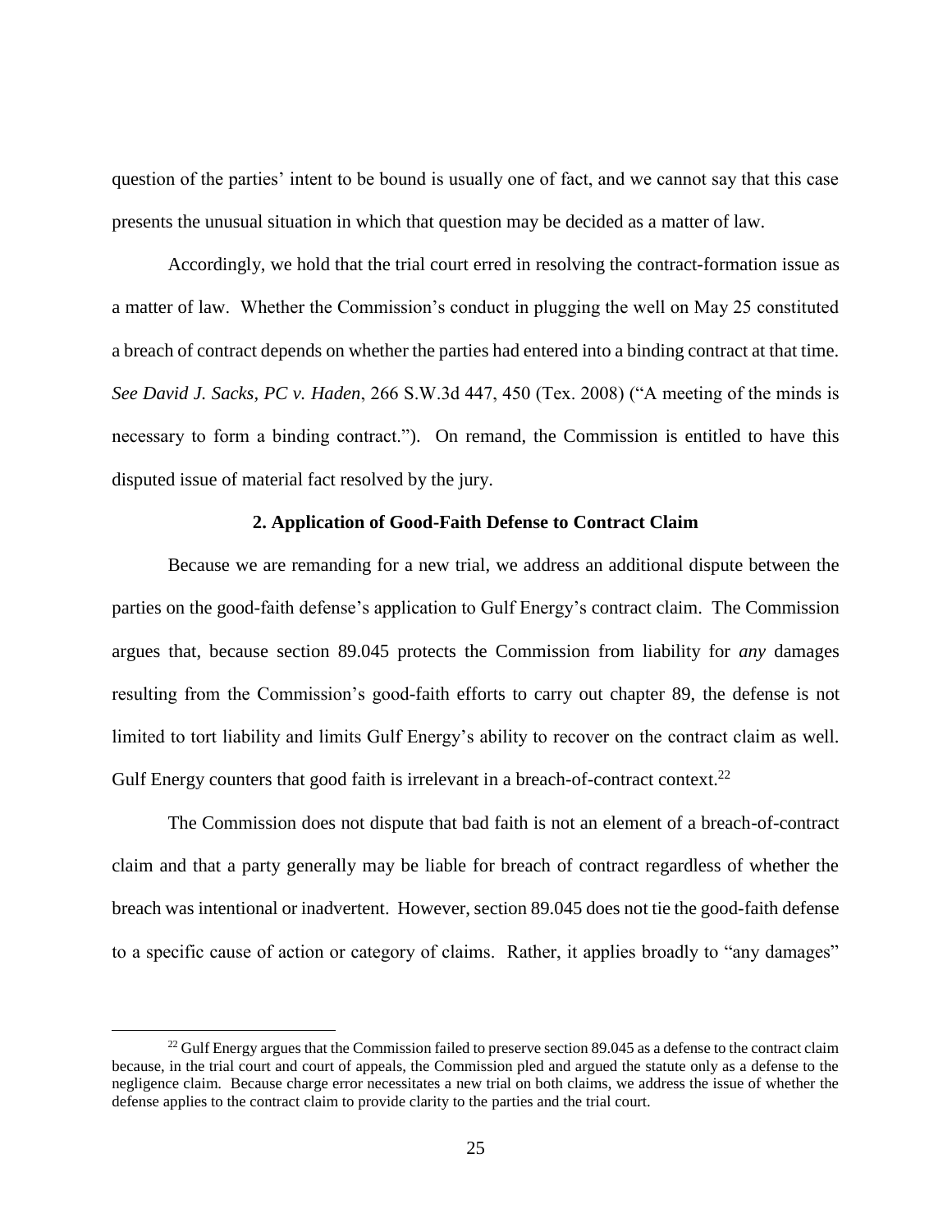question of the parties' intent to be bound is usually one of fact, and we cannot say that this case presents the unusual situation in which that question may be decided as a matter of law.

Accordingly, we hold that the trial court erred in resolving the contract-formation issue as a matter of law. Whether the Commission's conduct in plugging the well on May 25 constituted a breach of contract depends on whether the parties had entered into a binding contract at that time. *See David J. Sacks, PC v. Haden*, 266 S.W.3d 447, 450 (Tex. 2008) ("A meeting of the minds is necessary to form a binding contract."). On remand, the Commission is entitled to have this disputed issue of material fact resolved by the jury.

**2. Application of Good-Faith Defense to Contract Claim**

Because we are remanding for a new trial, we address an additional dispute between the parties on the good-faith defense's application to Gulf Energy's contract claim. The Commission argues that, because section 89.045 protects the Commission from liability for *any* damages resulting from the Commission's good-faith efforts to carry out chapter 89, the defense is not limited to tort liability and limits Gulf Energy's ability to recover on the contract claim as well. Gulf Energy counters that good faith is irrelevant in a breach-of-contract context.[22]

The Commission does not dispute that bad faith is not an element of a breach-of-contract claim and that a party generally may be liable for breach of contract regardless of whether the breach was intentional or inadvertent. However, section 89.045 does not tie the good-faith defense to a specific cause of action or category of claims. Rather, it applies broadly to "any damages"

[22] Gulf Energy argues that the Commission failed to preserve section 89.045 as a defense to the contract claim because, in the trial court and court of appeals, the Commission pled and argued the statute only as a defense to the negligence claim. Because charge error necessitates a new trial on both claims, we address the issue of whether the defense applies to the contract claim to provide clarity to the parties and the trial court.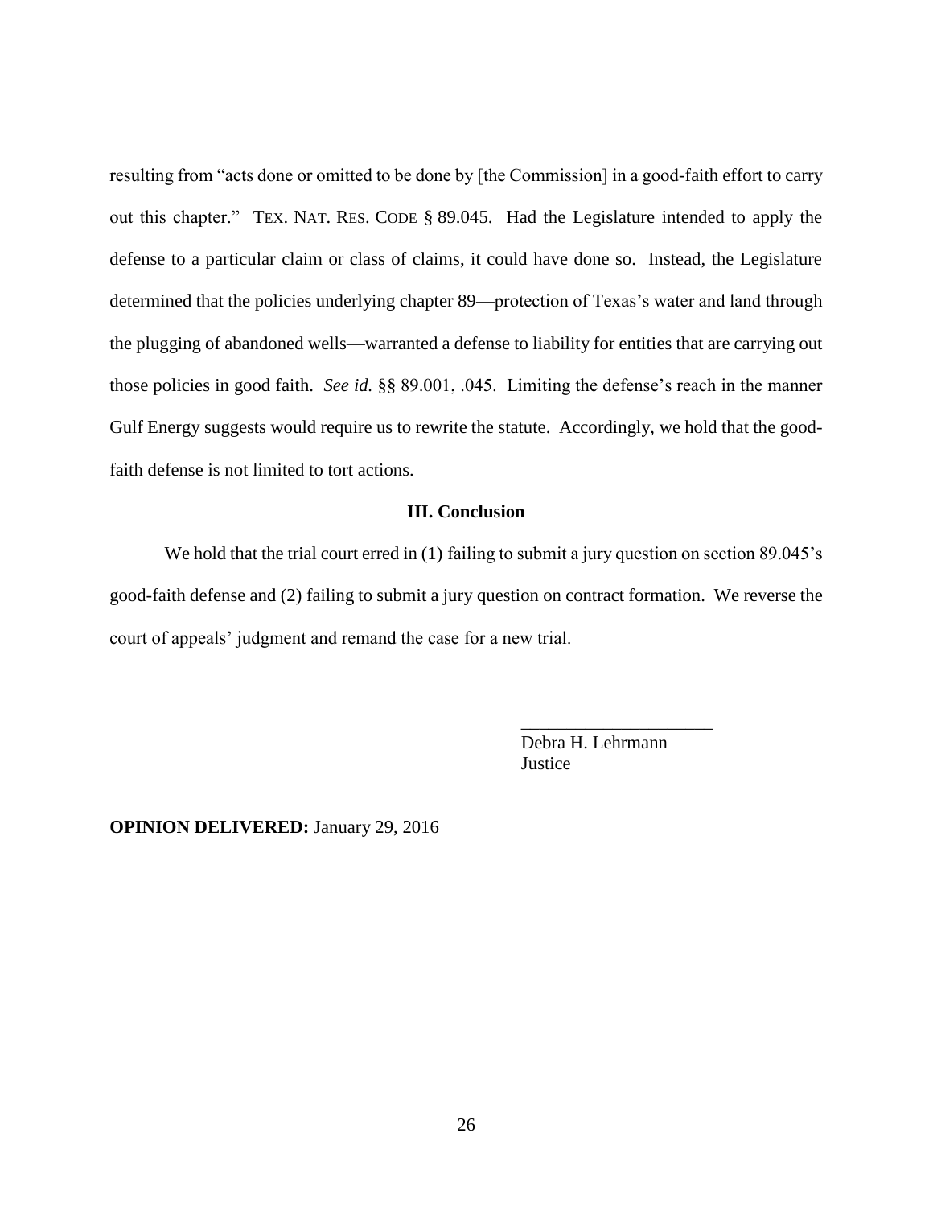resulting from "acts done or omitted to be done by [the Commission] in a good-faith effort to carry out this chapter." TEX. NAT. RES. CODE § 89.045. Had the Legislature intended to apply the defense to a particular claim or class of claims, it could have done so. Instead, the Legislature determined that the policies underlying chapter 89—protection of Texas's water and land through the plugging of abandoned wells—warranted a defense to liability for entities that are carrying out those policies in good faith. *See id.* §§ 89.001, .045. Limiting the defense's reach in the manner Gulf Energy suggests would require us to rewrite the statute. Accordingly, we hold that the good-faith defense is not limited to tort actions.

### III. Conclusion

We hold that the trial court erred in (1) failing to submit a jury question on section 89.045's good-faith defense and (2) failing to submit a jury question on contract formation. We reverse the court of appeals' judgment and remand the case for a new trial.

\_\_\_\_\_\_\_\_\_\_\_\_\_\_\_\_\_\_\_\_\_\_
Debra H. Lehrmann
Justice

**OPINION DELIVERED:** January 29, 2016